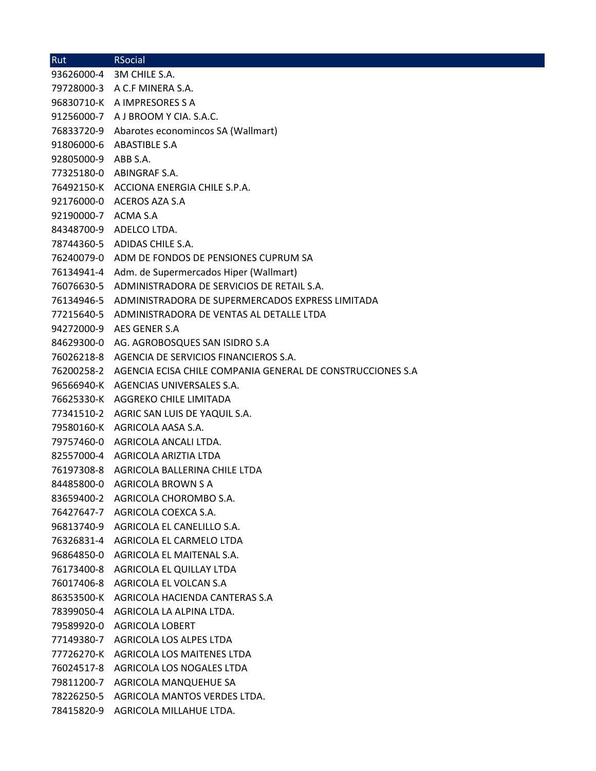| Rut | RSocial |
| --- | --- |
| 93626000-4 | 3M CHILE S.A. |
| 79728000-3 | A C.F MINERA S.A. |
| 96830710-K | A IMPRESORES S A |
| 91256000-7 | A J BROOM Y CIA. S.A.C. |
| 76833720-9 | Abarotes economincos SA (Wallmart) |
| 91806000-6 | ABASTIBLE S.A |
| 92805000-9 | ABB S.A. |
| 77325180-0 | ABINGRAF S.A. |
| 76492150-K | ACCIONA ENERGIA CHILE S.P.A. |
| 92176000-0 | ACEROS AZA S.A |
| 92190000-7 | ACMA S.A |
| 84348700-9 | ADELCO LTDA. |
| 78744360-5 | ADIDAS CHILE S.A. |
| 76240079-0 | ADM DE FONDOS DE PENSIONES CUPRUM SA |
| 76134941-4 | Adm. de Supermercados Hiper (Wallmart) |
| 76076630-5 | ADMINISTRADORA DE SERVICIOS DE RETAIL S.A. |
| 76134946-5 | ADMINISTRADORA DE SUPERMERCADOS EXPRESS LIMITADA |
| 77215640-5 | ADMINISTRADORA DE VENTAS AL DETALLE LTDA |
| 94272000-9 | AES GENER S.A |
| 84629300-0 | AG. AGROBOSQUES SAN ISIDRO S.A |
| 76026218-8 | AGENCIA DE SERVICIOS FINANCIEROS S.A. |
| 76200258-2 | AGENCIA ECISA CHILE COMPANIA GENERAL DE CONSTRUCCIONES S.A |
| 96566940-K | AGENCIAS UNIVERSALES S.A. |
| 76625330-K | AGGREKO CHILE LIMITADA |
| 77341510-2 | AGRIC SAN LUIS DE YAQUIL S.A. |
| 79580160-K | AGRICOLA AASA S.A. |
| 79757460-0 | AGRICOLA ANCALI LTDA. |
| 82557000-4 | AGRICOLA ARIZTIA LTDA |
| 76197308-8 | AGRICOLA BALLERINA CHILE LTDA |
| 84485800-0 | AGRICOLA BROWN S A |
| 83659400-2 | AGRICOLA CHOROMBO S.A. |
| 76427647-7 | AGRICOLA COEXCA S.A. |
| 96813740-9 | AGRICOLA EL CANELILLO S.A. |
| 76326831-4 | AGRICOLA EL CARMELO LTDA |
| 96864850-0 | AGRICOLA EL MAITENAL S.A. |
| 76173400-8 | AGRICOLA EL QUILLAY LTDA |
| 76017406-8 | AGRICOLA EL VOLCAN S.A |
| 86353500-K | AGRICOLA HACIENDA CANTERAS S.A |
| 78399050-4 | AGRICOLA LA ALPINA LTDA. |
| 79589920-0 | AGRICOLA LOBERT |
| 77149380-7 | AGRICOLA LOS ALPES LTDA |
| 77726270-K | AGRICOLA LOS MAITENES LTDA |
| 76024517-8 | AGRICOLA LOS NOGALES LTDA |
| 79811200-7 | AGRICOLA MANQUEHUE SA |
| 78226250-5 | AGRICOLA MANTOS VERDES LTDA. |
| 78415820-9 | AGRICOLA MILLAHUE LTDA. |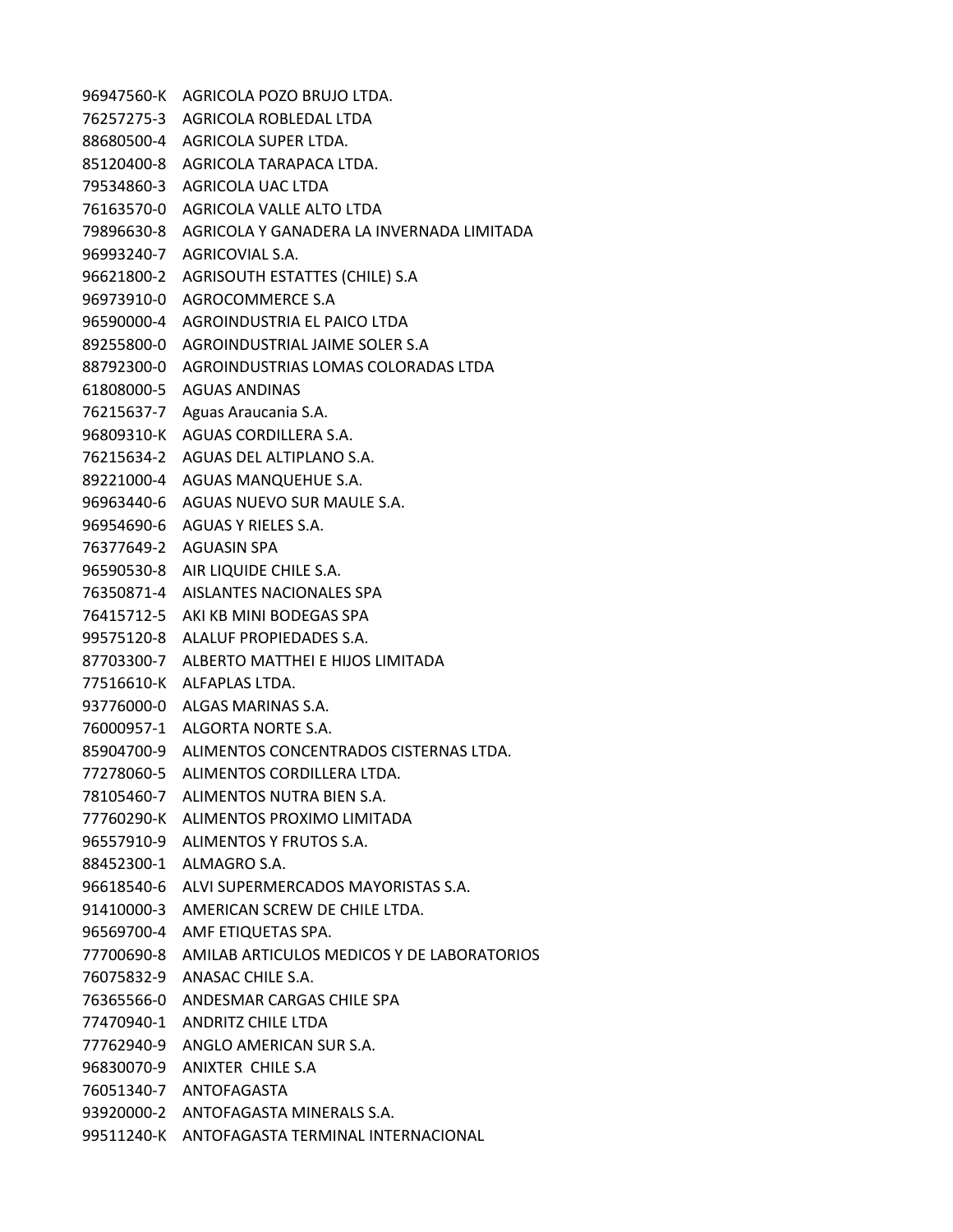| | |
|---|---|
| 96947560-K | AGRICOLA POZO BRUJO LTDA. |
| 76257275-3 | AGRICOLA ROBLEDAL LTDA |
| 88680500-4 | AGRICOLA SUPER LTDA. |
| 85120400-8 | AGRICOLA TARAPACA LTDA. |
| 79534860-3 | AGRICOLA UAC LTDA |
| 76163570-0 | AGRICOLA VALLE ALTO LTDA |
| 79896630-8 | AGRICOLA Y GANADERA LA INVERNADA LIMITADA |
| 96993240-7 | AGRICOVIAL S.A. |
| 96621800-2 | AGRISOUTH ESTATTES (CHILE) S.A |
| 96973910-0 | AGROCOMMERCE S.A |
| 96590000-4 | AGROINDUSTRIA EL PAICO LTDA |
| 89255800-0 | AGROINDUSTRIAL JAIME SOLER S.A |
| 88792300-0 | AGROINDUSTRIAS LOMAS COLORADAS LTDA |
| 61808000-5 | AGUAS ANDINAS |
| 76215637-7 | Aguas Araucania S.A. |
| 96809310-K | AGUAS CORDILLERA S.A. |
| 76215634-2 | AGUAS DEL ALTIPLANO S.A. |
| 89221000-4 | AGUAS MANQUEHUE S.A. |
| 96963440-6 | AGUAS NUEVO SUR MAULE S.A. |
| 96954690-6 | AGUAS Y RIELES S.A. |
| 76377649-2 | AGUASIN SPA |
| 96590530-8 | AIR LIQUIDE CHILE S.A. |
| 76350871-4 | AISLANTES NACIONALES SPA |
| 76415712-5 | AKI KB MINI BODEGAS SPA |
| 99575120-8 | ALALUF PROPIEDADES S.A. |
| 87703300-7 | ALBERTO MATTHEI E HIJOS LIMITADA |
| 77516610-K | ALFAPLAS LTDA. |
| 93776000-0 | ALGAS MARINAS S.A. |
| 76000957-1 | ALGORTA NORTE S.A. |
| 85904700-9 | ALIMENTOS CONCENTRADOS CISTERNAS LTDA. |
| 77278060-5 | ALIMENTOS CORDILLERA LTDA. |
| 78105460-7 | ALIMENTOS NUTRA BIEN S.A. |
| 77760290-K | ALIMENTOS PROXIMO LIMITADA |
| 96557910-9 | ALIMENTOS Y FRUTOS S.A. |
| 88452300-1 | ALMAGRO S.A. |
| 96618540-6 | ALVI SUPERMERCADOS MAYORISTAS S.A. |
| 91410000-3 | AMERICAN SCREW DE CHILE LTDA. |
| 96569700-4 | AMF ETIQUETAS SPA. |
| 77700690-8 | AMILAB ARTICULOS MEDICOS Y DE LABORATORIOS |
| 76075832-9 | ANASAC CHILE S.A. |
| 76365566-0 | ANDESMAR CARGAS CHILE SPA |
| 77470940-1 | ANDRITZ CHILE LTDA |
| 77762940-9 | ANGLO AMERICAN SUR S.A. |
| 96830070-9 | ANIXTER CHILE S.A |
| 76051340-7 | ANTOFAGASTA |
| 93920000-2 | ANTOFAGASTA MINERALS S.A. |
| 99511240-K | ANTOFAGASTA TERMINAL INTERNACIONAL |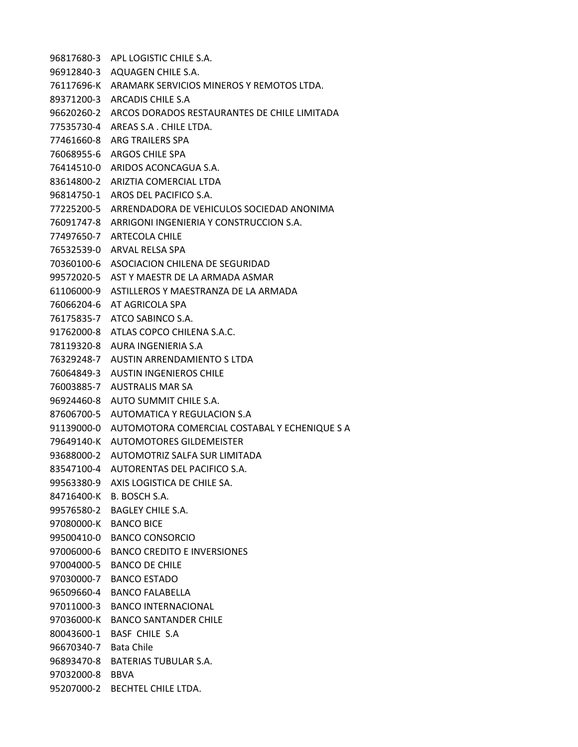| | |
|---|---|
| 96817680-3 | APL LOGISTIC CHILE S.A. |
| 96912840-3 | AQUAGEN CHILE S.A. |
| 76117696-K | ARAMARK SERVICIOS MINEROS Y REMOTOS LTDA. |
| 89371200-3 | ARCADIS CHILE S.A |
| 96620260-2 | ARCOS DORADOS RESTAURANTES DE CHILE LIMITADA |
| 77535730-4 | AREAS S.A . CHILE LTDA. |
| 77461660-8 | ARG TRAILERS SPA |
| 76068955-6 | ARGOS CHILE SPA |
| 76414510-0 | ARIDOS ACONCAGUA S.A. |
| 83614800-2 | ARIZTIA COMERCIAL LTDA |
| 96814750-1 | AROS DEL PACIFICO S.A. |
| 77225200-5 | ARRENDADORA DE VEHICULOS SOCIEDAD ANONIMA |
| 76091747-8 | ARRIGONI INGENIERIA Y CONSTRUCCION S.A. |
| 77497650-7 | ARTECOLA CHILE |
| 76532539-0 | ARVAL RELSA SPA |
| 70360100-6 | ASOCIACION CHILENA DE SEGURIDAD |
| 99572020-5 | AST Y MAESTR DE LA ARMADA ASMAR |
| 61106000-9 | ASTILLEROS Y MAESTRANZA DE LA ARMADA |
| 76066204-6 | AT AGRICOLA SPA |
| 76175835-7 | ATCO SABINCO S.A. |
| 91762000-8 | ATLAS COPCO CHILENA S.A.C. |
| 78119320-8 | AURA INGENIERIA S.A |
| 76329248-7 | AUSTIN ARRENDAMIENTO S LTDA |
| 76064849-3 | AUSTIN INGENIEROS CHILE |
| 76003885-7 | AUSTRALIS MAR SA |
| 96924460-8 | AUTO SUMMIT CHILE S.A. |
| 87606700-5 | AUTOMATICA Y REGULACION S.A |
| 91139000-0 | AUTOMOTORA COMERCIAL COSTABAL Y ECHENIQUE S A |
| 79649140-K | AUTOMOTORES GILDEMEISTER |
| 93688000-2 | AUTOMOTRIZ SALFA SUR LIMITADA |
| 83547100-4 | AUTORENTAS DEL PACIFICO S.A. |
| 99563380-9 | AXIS LOGISTICA DE CHILE SA. |
| 84716400-K | B. BOSCH S.A. |
| 99576580-2 | BAGLEY CHILE S.A. |
| 97080000-K | BANCO BICE |
| 99500410-0 | BANCO CONSORCIO |
| 97006000-6 | BANCO CREDITO E INVERSIONES |
| 97004000-5 | BANCO DE CHILE |
| 97030000-7 | BANCO ESTADO |
| 96509660-4 | BANCO FALABELLA |
| 97011000-3 | BANCO INTERNACIONAL |
| 97036000-K | BANCO SANTANDER CHILE |
| 80043600-1 | BASF CHILE S.A |
| 96670340-7 | Bata Chile |
| 96893470-8 | BATERIAS TUBULAR S.A. |
| 97032000-8 | BBVA |
| 95207000-2 | BECHTEL CHILE LTDA. |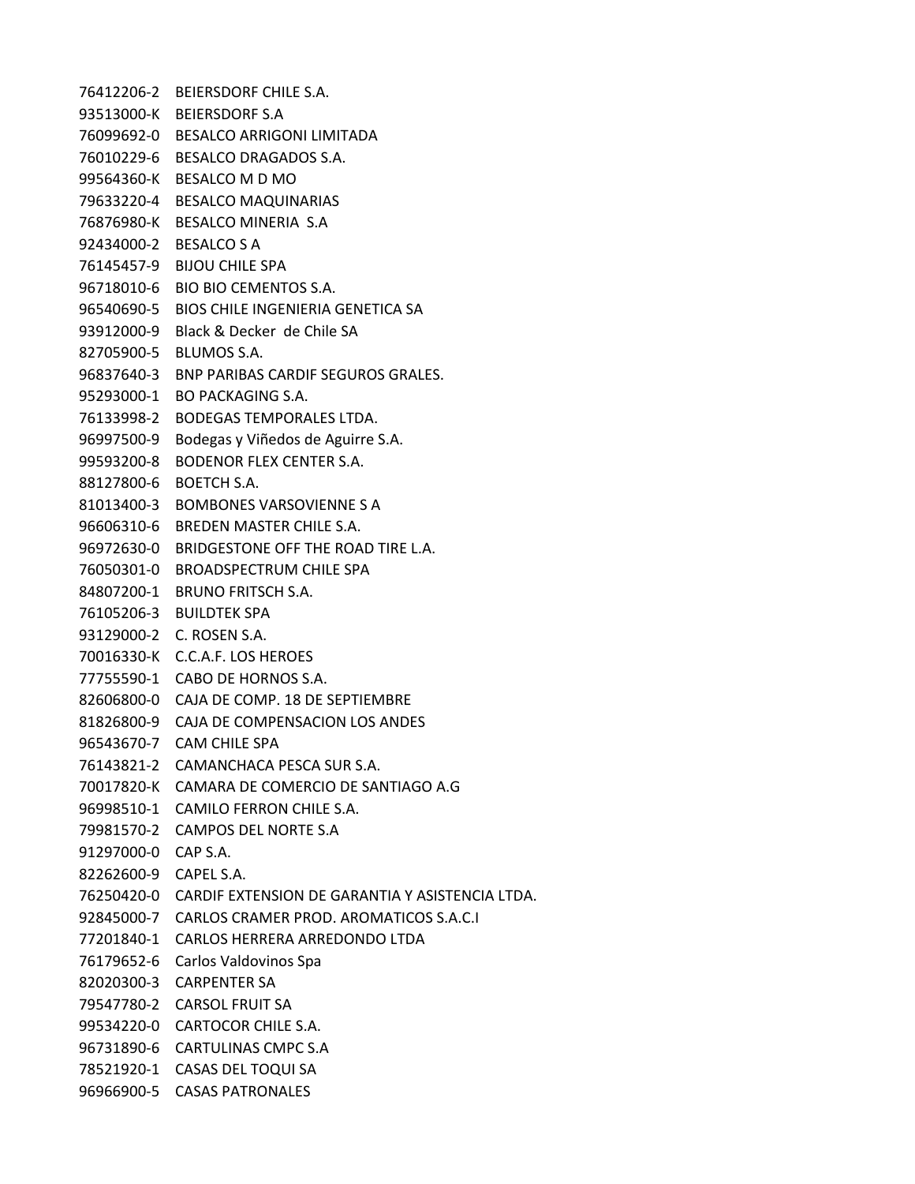| | |
|---|---|
| 76412206-2 | BEIERSDORF CHILE S.A. |
| 93513000-K | BEIERSDORF S.A |
| 76099692-0 | BESALCO ARRIGONI LIMITADA |
| 76010229-6 | BESALCO DRAGADOS S.A. |
| 99564360-K | BESALCO M D MO |
| 79633220-4 | BESALCO MAQUINARIAS |
| 76876980-K | BESALCO MINERIA S.A |
| 92434000-2 | BESALCO S A |
| 76145457-9 | BIJOU CHILE SPA |
| 96718010-6 | BIO BIO CEMENTOS S.A. |
| 96540690-5 | BIOS CHILE INGENIERIA GENETICA SA |
| 93912000-9 | Black & Decker de Chile SA |
| 82705900-5 | BLUMOS S.A. |
| 96837640-3 | BNP PARIBAS CARDIF SEGUROS GRALES. |
| 95293000-1 | BO PACKAGING S.A. |
| 76133998-2 | BODEGAS TEMPORALES LTDA. |
| 96997500-9 | Bodegas y Viñedos de Aguirre S.A. |
| 99593200-8 | BODENOR FLEX CENTER S.A. |
| 88127800-6 | BOETCH S.A. |
| 81013400-3 | BOMBONES VARSOVIENNE S A |
| 96606310-6 | BREDEN MASTER CHILE S.A. |
| 96972630-0 | BRIDGESTONE OFF THE ROAD TIRE L.A. |
| 76050301-0 | BROADSPECTRUM CHILE SPA |
| 84807200-1 | BRUNO FRITSCH S.A. |
| 76105206-3 | BUILDTEK SPA |
| 93129000-2 | C. ROSEN S.A. |
| 70016330-K | C.C.A.F. LOS HEROES |
| 77755590-1 | CABO DE HORNOS S.A. |
| 82606800-0 | CAJA DE COMP. 18 DE SEPTIEMBRE |
| 81826800-9 | CAJA DE COMPENSACION LOS ANDES |
| 96543670-7 | CAM CHILE SPA |
| 76143821-2 | CAMANCHACA PESCA SUR S.A. |
| 70017820-K | CAMARA DE COMERCIO DE SANTIAGO A.G |
| 96998510-1 | CAMILO FERRON CHILE S.A. |
| 79981570-2 | CAMPOS DEL NORTE S.A |
| 91297000-0 | CAP S.A. |
| 82262600-9 | CAPEL S.A. |
| 76250420-0 | CARDIF EXTENSION DE GARANTIA Y ASISTENCIA LTDA. |
| 92845000-7 | CARLOS CRAMER PROD. AROMATICOS S.A.C.I |
| 77201840-1 | CARLOS HERRERA ARREDONDO LTDA |
| 76179652-6 | Carlos Valdovinos Spa |
| 82020300-3 | CARPENTER SA |
| 79547780-2 | CARSOL FRUIT SA |
| 99534220-0 | CARTOCOR CHILE S.A. |
| 96731890-6 | CARTULINAS CMPC S.A |
| 78521920-1 | CASAS DEL TOQUI SA |
| 96966900-5 | CASAS PATRONALES |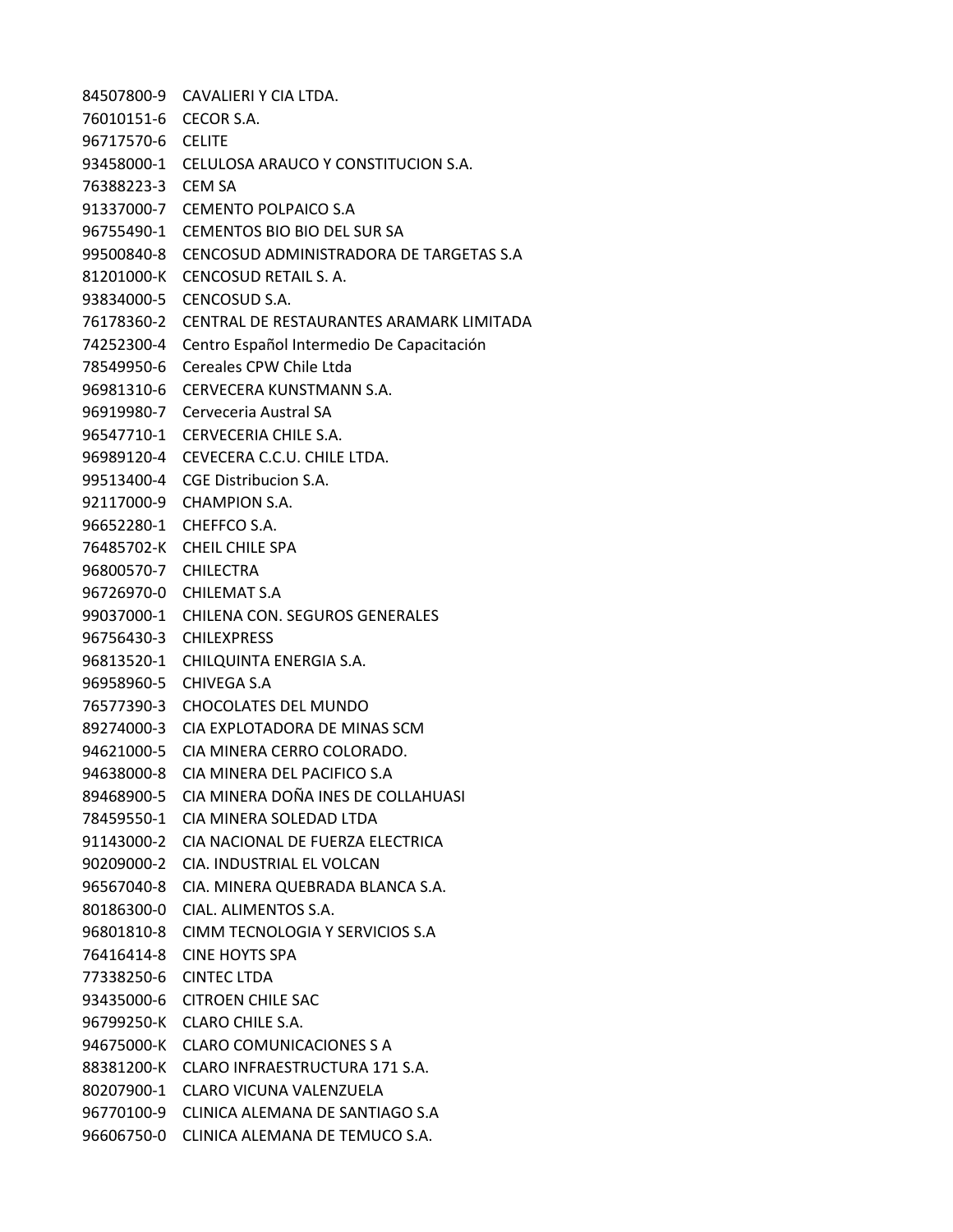| | |
|---|---|
| 84507800-9 | CAVALIERI Y CIA LTDA. |
| 76010151-6 | CECOR S.A. |
| 96717570-6 | CELITE |
| 93458000-1 | CELULOSA ARAUCO Y CONSTITUCION S.A. |
| 76388223-3 | CEM SA |
| 91337000-7 | CEMENTO POLPAICO S.A |
| 96755490-1 | CEMENTOS BIO BIO DEL SUR SA |
| 99500840-8 | CENCOSUD ADMINISTRADORA DE TARGETAS S.A |
| 81201000-K | CENCOSUD RETAIL S. A. |
| 93834000-5 | CENCOSUD S.A. |
| 76178360-2 | CENTRAL DE RESTAURANTES ARAMARK LIMITADA |
| 74252300-4 | Centro Español Intermedio De Capacitación |
| 78549950-6 | Cereales CPW Chile Ltda |
| 96981310-6 | CERVECERA KUNSTMANN S.A. |
| 96919980-7 | Cerveceria Austral SA |
| 96547710-1 | CERVECERIA CHILE S.A. |
| 96989120-4 | CEVECERA C.C.U. CHILE LTDA. |
| 99513400-4 | CGE Distribucion S.A. |
| 92117000-9 | CHAMPION S.A. |
| 96652280-1 | CHEFFCO S.A. |
| 76485702-K | CHEIL CHILE SPA |
| 96800570-7 | CHILECTRA |
| 96726970-0 | CHILEMAT S.A |
| 99037000-1 | CHILENA CON. SEGUROS GENERALES |
| 96756430-3 | CHILEXPRESS |
| 96813520-1 | CHILQUINTA ENERGIA S.A. |
| 96958960-5 | CHIVEGA S.A |
| 76577390-3 | CHOCOLATES DEL MUNDO |
| 89274000-3 | CIA EXPLOTADORA DE MINAS SCM |
| 94621000-5 | CIA MINERA CERRO COLORADO. |
| 94638000-8 | CIA MINERA DEL PACIFICO S.A |
| 89468900-5 | CIA MINERA DOÑA INES DE COLLAHUASI |
| 78459550-1 | CIA MINERA SOLEDAD LTDA |
| 91143000-2 | CIA NACIONAL DE FUERZA ELECTRICA |
| 90209000-2 | CIA. INDUSTRIAL EL VOLCAN |
| 96567040-8 | CIA. MINERA QUEBRADA BLANCA S.A. |
| 80186300-0 | CIAL. ALIMENTOS S.A. |
| 96801810-8 | CIMM TECNOLOGIA Y SERVICIOS S.A |
| 76416414-8 | CINE HOYTS SPA |
| 77338250-6 | CINTEC LTDA |
| 93435000-6 | CITROEN CHILE SAC |
| 96799250-K | CLARO CHILE S.A. |
| 94675000-K | CLARO COMUNICACIONES S A |
| 88381200-K | CLARO INFRAESTRUCTURA 171 S.A. |
| 80207900-1 | CLARO VICUNA VALENZUELA |
| 96770100-9 | CLINICA ALEMANA DE SANTIAGO S.A |
| 96606750-0 | CLINICA ALEMANA DE TEMUCO S.A. |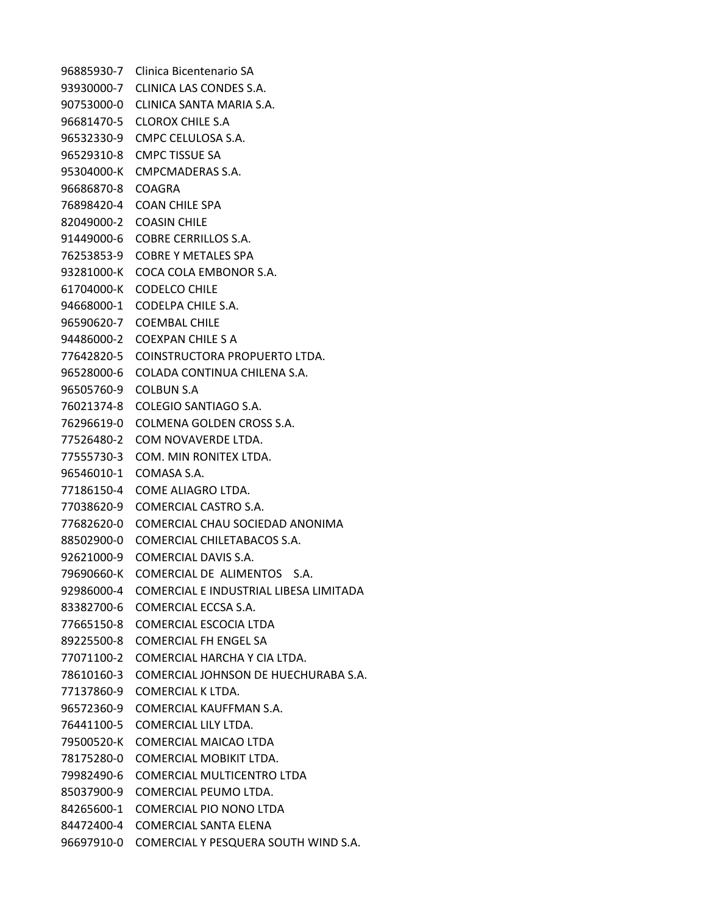| | |
|---|---|
| 96885930-7 | Clinica Bicentenario SA |
| 93930000-7 | CLINICA LAS CONDES S.A. |
| 90753000-0 | CLINICA SANTA MARIA S.A. |
| 96681470-5 | CLOROX CHILE S.A |
| 96532330-9 | CMPC CELULOSA S.A. |
| 96529310-8 | CMPC TISSUE SA |
| 95304000-K | CMPCMADERAS S.A. |
| 96686870-8 | COAGRA |
| 76898420-4 | COAN CHILE SPA |
| 82049000-2 | COASIN CHILE |
| 91449000-6 | COBRE CERRILLOS S.A. |
| 76253853-9 | COBRE Y METALES SPA |
| 93281000-K | COCA COLA EMBONOR S.A. |
| 61704000-K | CODELCO CHILE |
| 94668000-1 | CODELPA CHILE S.A. |
| 96590620-7 | COEMBAL CHILE |
| 94486000-2 | COEXPAN CHILE S A |
| 77642820-5 | COINSTRUCTORA PROPUERTO LTDA. |
| 96528000-6 | COLADA CONTINUA CHILENA S.A. |
| 96505760-9 | COLBUN S.A |
| 76021374-8 | COLEGIO SANTIAGO S.A. |
| 76296619-0 | COLMENA GOLDEN CROSS S.A. |
| 77526480-2 | COM NOVAVERDE LTDA. |
| 77555730-3 | COM. MIN RONITEX LTDA. |
| 96546010-1 | COMASA S.A. |
| 77186150-4 | COME ALIAGRO LTDA. |
| 77038620-9 | COMERCIAL CASTRO S.A. |
| 77682620-0 | COMERCIAL CHAU SOCIEDAD ANONIMA |
| 88502900-0 | COMERCIAL CHILETABACOS S.A. |
| 92621000-9 | COMERCIAL DAVIS S.A. |
| 79690660-K | COMERCIAL DE ALIMENTOS S.A. |
| 92986000-4 | COMERCIAL E INDUSTRIAL LIBESA LIMITADA |
| 83382700-6 | COMERCIAL ECCSA S.A. |
| 77665150-8 | COMERCIAL ESCOCIA LTDA |
| 89225500-8 | COMERCIAL FH ENGEL SA |
| 77071100-2 | COMERCIAL HARCHA Y CIA LTDA. |
| 78610160-3 | COMERCIAL JOHNSON DE HUECHURABA S.A. |
| 77137860-9 | COMERCIAL K LTDA. |
| 96572360-9 | COMERCIAL KAUFFMAN S.A. |
| 76441100-5 | COMERCIAL LILY LTDA. |
| 79500520-K | COMERCIAL MAICAO LTDA |
| 78175280-0 | COMERCIAL MOBIKIT LTDA. |
| 79982490-6 | COMERCIAL MULTICENTRO LTDA |
| 85037900-9 | COMERCIAL PEUMO LTDA. |
| 84265600-1 | COMERCIAL PIO NONO LTDA |
| 84472400-4 | COMERCIAL SANTA ELENA |
| 96697910-0 | COMERCIAL Y PESQUERA SOUTH WIND S.A. |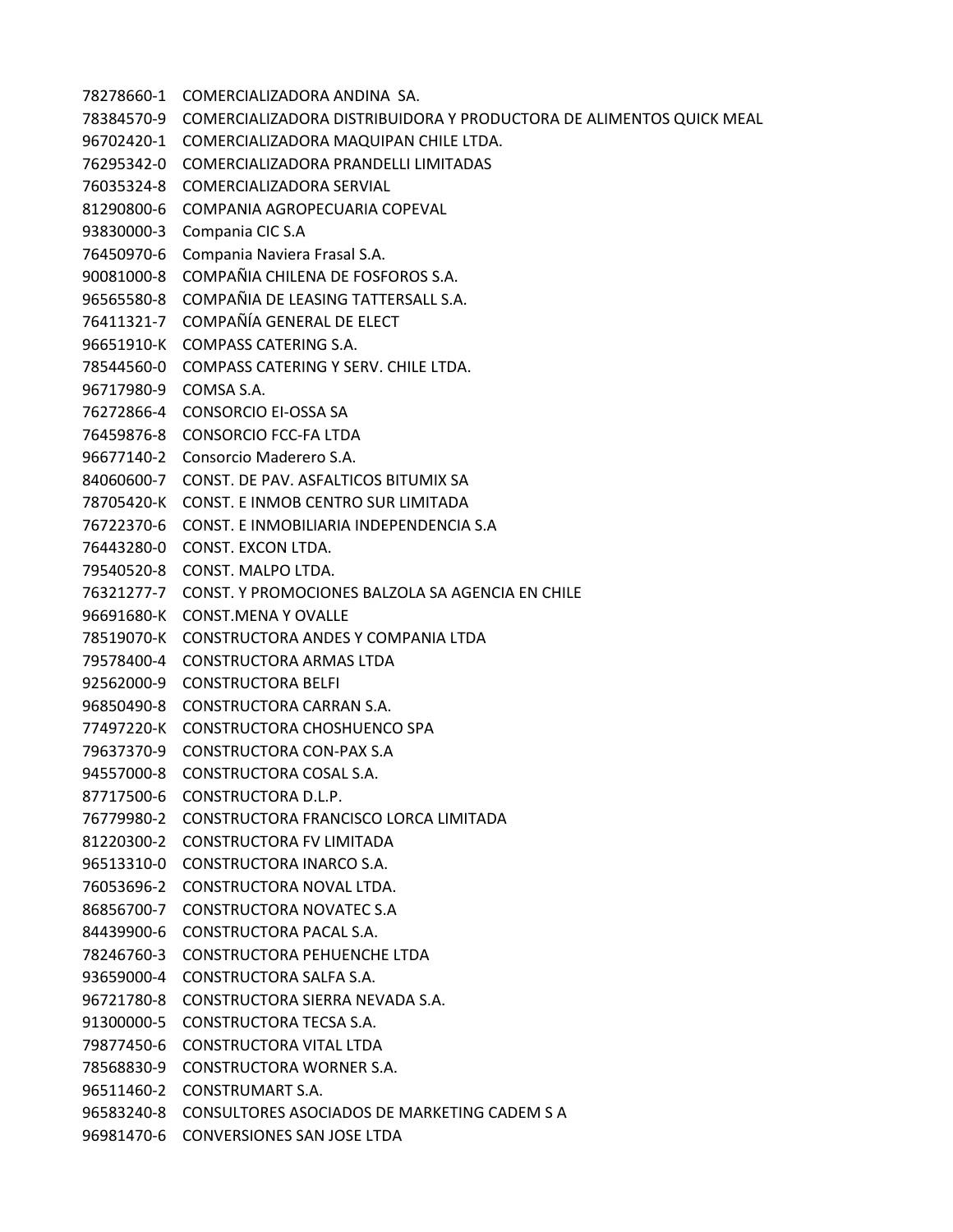| | |
|---|---|
| 78278660-1 | COMERCIALIZADORA ANDINA  SA. |
| 78384570-9 | COMERCIALIZADORA DISTRIBUIDORA Y PRODUCTORA DE ALIMENTOS QUICK MEAL |
| 96702420-1 | COMERCIALIZADORA MAQUIPAN CHILE LTDA. |
| 76295342-0 | COMERCIALIZADORA PRANDELLI LIMITADAS |
| 76035324-8 | COMERCIALIZADORA SERVIAL |
| 81290800-6 | COMPANIA AGROPECUARIA COPEVAL |
| 93830000-3 | Compania CIC S.A |
| 76450970-6 | Compania Naviera Frasal S.A. |
| 90081000-8 | COMPAÑIA CHILENA DE FOSFOROS S.A. |
| 96565580-8 | COMPAÑIA DE LEASING TATTERSALL S.A. |
| 76411321-7 | COMPAÑÍA GENERAL DE ELECT |
| 96651910-K | COMPASS CATERING S.A. |
| 78544560-0 | COMPASS CATERING Y SERV. CHILE LTDA. |
| 96717980-9 | COMSA S.A. |
| 76272866-4 | CONSORCIO EI-OSSA SA |
| 76459876-8 | CONSORCIO FCC-FA LTDA |
| 96677140-2 | Consorcio Maderero S.A. |
| 84060600-7 | CONST. DE PAV. ASFALTICOS BITUMIX SA |
| 78705420-K | CONST. E INMOB CENTRO SUR LIMITADA |
| 76722370-6 | CONST. E INMOBILIARIA INDEPENDENCIA S.A |
| 76443280-0 | CONST. EXCON LTDA. |
| 79540520-8 | CONST. MALPO LTDA. |
| 76321277-7 | CONST. Y PROMOCIONES BALZOLA SA AGENCIA EN CHILE |
| 96691680-K | CONST.MENA Y OVALLE |
| 78519070-K | CONSTRUCTORA ANDES Y COMPANIA LTDA |
| 79578400-4 | CONSTRUCTORA ARMAS LTDA |
| 92562000-9 | CONSTRUCTORA BELFI |
| 96850490-8 | CONSTRUCTORA CARRAN S.A. |
| 77497220-K | CONSTRUCTORA CHOSHUENCO SPA |
| 79637370-9 | CONSTRUCTORA CON-PAX S.A |
| 94557000-8 | CONSTRUCTORA COSAL S.A. |
| 87717500-6 | CONSTRUCTORA D.L.P. |
| 76779980-2 | CONSTRUCTORA FRANCISCO LORCA LIMITADA |
| 81220300-2 | CONSTRUCTORA FV LIMITADA |
| 96513310-0 | CONSTRUCTORA INARCO S.A. |
| 76053696-2 | CONSTRUCTORA NOVAL LTDA. |
| 86856700-7 | CONSTRUCTORA NOVATEC S.A |
| 84439900-6 | CONSTRUCTORA PACAL S.A. |
| 78246760-3 | CONSTRUCTORA PEHUENCHE LTDA |
| 93659000-4 | CONSTRUCTORA SALFA S.A. |
| 96721780-8 | CONSTRUCTORA SIERRA NEVADA S.A. |
| 91300000-5 | CONSTRUCTORA TECSA S.A. |
| 79877450-6 | CONSTRUCTORA VITAL LTDA |
| 78568830-9 | CONSTRUCTORA WORNER S.A. |
| 96511460-2 | CONSTRUMART S.A. |
| 96583240-8 | CONSULTORES ASOCIADOS DE MARKETING CADEM S A |
| 96981470-6 | CONVERSIONES SAN JOSE LTDA |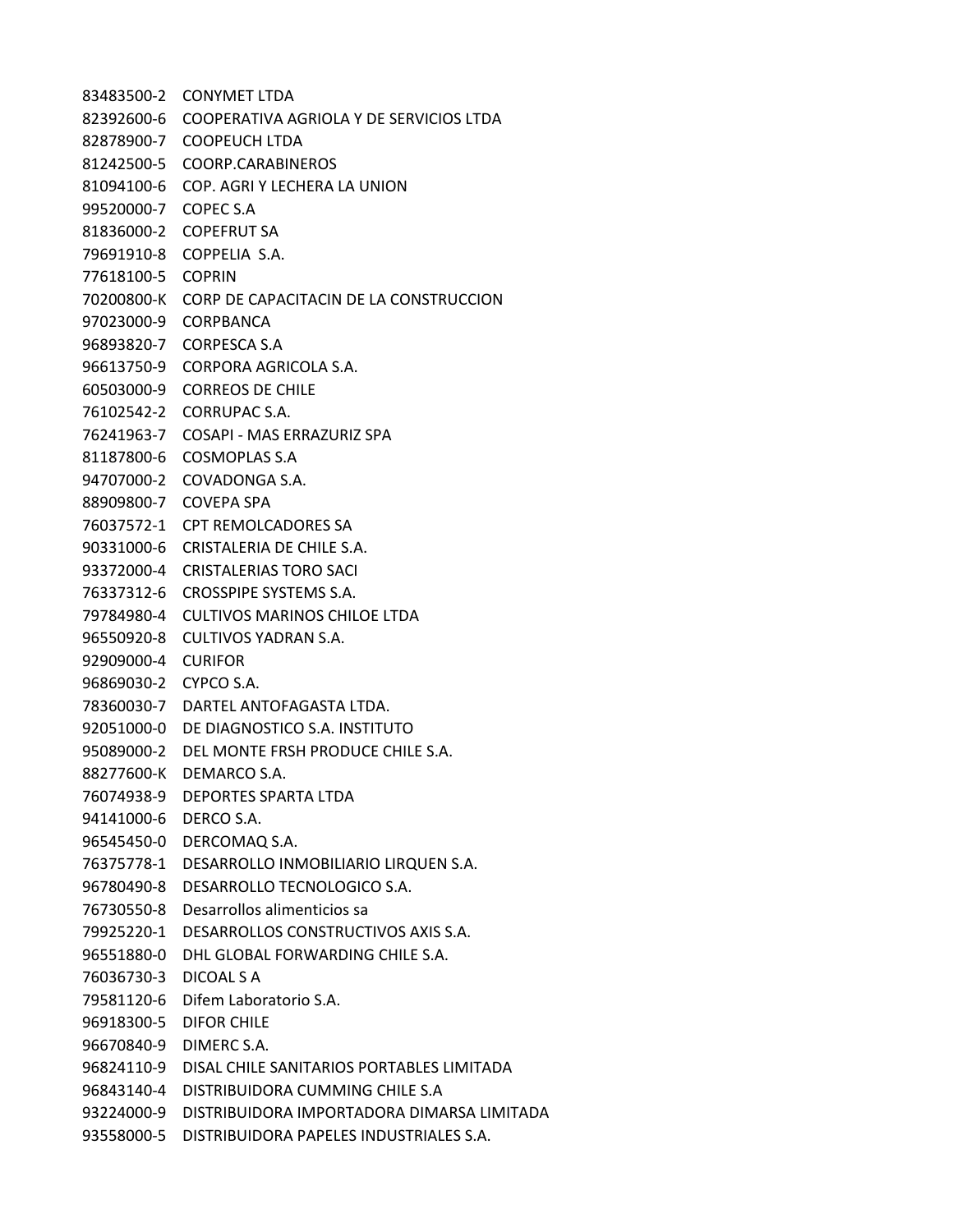| | |
|---|---|
| 83483500-2 | CONYMET LTDA |
| 82392600-6 | COOPERATIVA AGRIOLA Y DE SERVICIOS LTDA |
| 82878900-7 | COOPEUCH LTDA |
| 81242500-5 | COORP.CARABINEROS |
| 81094100-6 | COP. AGRI Y LECHERA LA UNION |
| 99520000-7 | COPEC S.A |
| 81836000-2 | COPEFRUT SA |
| 79691910-8 | COPPELIA  S.A. |
| 77618100-5 | COPRIN |
| 70200800-K | CORP DE CAPACITACIN DE LA CONSTRUCCION |
| 97023000-9 | CORPBANCA |
| 96893820-7 | CORPESCA S.A |
| 96613750-9 | CORPORA AGRICOLA S.A. |
| 60503000-9 | CORREOS DE CHILE |
| 76102542-2 | CORRUPAC S.A. |
| 76241963-7 | COSAPI - MAS ERRAZURIZ SPA |
| 81187800-6 | COSMOPLAS S.A |
| 94707000-2 | COVADONGA S.A. |
| 88909800-7 | COVEPA SPA |
| 76037572-1 | CPT REMOLCADORES SA |
| 90331000-6 | CRISTALERIA DE CHILE S.A. |
| 93372000-4 | CRISTALERIAS TORO SACI |
| 76337312-6 | CROSSPIPE SYSTEMS S.A. |
| 79784980-4 | CULTIVOS MARINOS CHILOE LTDA |
| 96550920-8 | CULTIVOS YADRAN S.A. |
| 92909000-4 | CURIFOR |
| 96869030-2 | CYPCO S.A. |
| 78360030-7 | DARTEL ANTOFAGASTA LTDA. |
| 92051000-0 | DE DIAGNOSTICO S.A. INSTITUTO |
| 95089000-2 | DEL MONTE FRSH PRODUCE CHILE S.A. |
| 88277600-K | DEMARCO S.A. |
| 76074938-9 | DEPORTES SPARTA LTDA |
| 94141000-6 | DERCO S.A. |
| 96545450-0 | DERCOMAQ S.A. |
| 76375778-1 | DESARROLLO INMOBILIARIO LIRQUEN S.A. |
| 96780490-8 | DESARROLLO TECNOLOGICO S.A. |
| 76730550-8 | Desarrollos alimenticios sa |
| 79925220-1 | DESARROLLOS CONSTRUCTIVOS AXIS S.A. |
| 96551880-0 | DHL GLOBAL FORWARDING CHILE S.A. |
| 76036730-3 | DICOAL S A |
| 79581120-6 | Difem Laboratorio S.A. |
| 96918300-5 | DIFOR CHILE |
| 96670840-9 | DIMERC S.A. |
| 96824110-9 | DISAL CHILE SANITARIOS PORTABLES LIMITADA |
| 96843140-4 | DISTRIBUIDORA CUMMING CHILE S.A |
| 93224000-9 | DISTRIBUIDORA IMPORTADORA DIMARSA LIMITADA |
| 93558000-5 | DISTRIBUIDORA PAPELES INDUSTRIALES S.A. |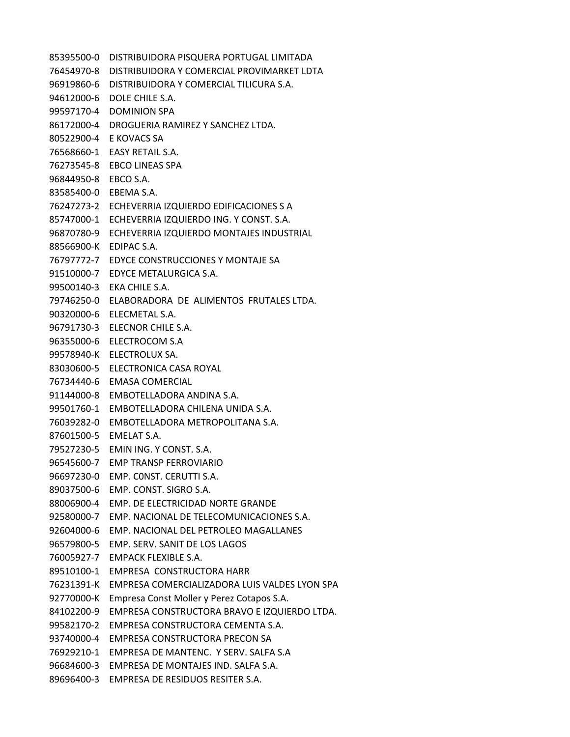| | |
|---|---|
| 85395500-0 | DISTRIBUIDORA PISQUERA PORTUGAL LIMITADA |
| 76454970-8 | DISTRIBUIDORA Y COMERCIAL PROVIMARKET LDTA |
| 96919860-6 | DISTRIBUIDORA Y COMERCIAL TILICURA S.A. |
| 94612000-6 | DOLE CHILE S.A. |
| 99597170-4 | DOMINION SPA |
| 86172000-4 | DROGUERIA RAMIREZ Y SANCHEZ LTDA. |
| 80522900-4 | E KOVACS SA |
| 76568660-1 | EASY RETAIL S.A. |
| 76273545-8 | EBCO LINEAS SPA |
| 96844950-8 | EBCO S.A. |
| 83585400-0 | EBEMA S.A. |
| 76247273-2 | ECHEVERRIA IZQUIERDO EDIFICACIONES S A |
| 85747000-1 | ECHEVERRIA IZQUIERDO ING. Y CONST. S.A. |
| 96870780-9 | ECHEVERRIA IZQUIERDO MONTAJES INDUSTRIAL |
| 88566900-K | EDIPAC S.A. |
| 76797772-7 | EDYCE CONSTRUCCIONES Y MONTAJE SA |
| 91510000-7 | EDYCE METALURGICA S.A. |
| 99500140-3 | EKA CHILE S.A. |
| 79746250-0 | ELABORADORA DE ALIMENTOS FRUTALES LTDA. |
| 90320000-6 | ELECMETAL S.A. |
| 96791730-3 | ELECNOR CHILE S.A. |
| 96355000-6 | ELECTROCOM S.A |
| 99578940-K | ELECTROLUX SA. |
| 83030600-5 | ELECTRONICA CASA ROYAL |
| 76734440-6 | EMASA COMERCIAL |
| 91144000-8 | EMBOTELLADORA ANDINA S.A. |
| 99501760-1 | EMBOTELLADORA CHILENA UNIDA S.A. |
| 76039282-0 | EMBOTELLADORA METROPOLITANA S.A. |
| 87601500-5 | EMELAT S.A. |
| 79527230-5 | EMIN ING. Y CONST. S.A. |
| 96545600-7 | EMP TRANSP FERROVIARIO |
| 96697230-0 | EMP. C0NST. CERUTTI S.A. |
| 89037500-6 | EMP. CONST. SIGRO S.A. |
| 88006900-4 | EMP. DE ELECTRICIDAD NORTE GRANDE |
| 92580000-7 | EMP. NACIONAL DE TELECOMUNICACIONES S.A. |
| 92604000-6 | EMP. NACIONAL DEL PETROLEO MAGALLANES |
| 96579800-5 | EMP. SERV. SANIT DE LOS LAGOS |
| 76005927-7 | EMPACK FLEXIBLE S.A. |
| 89510100-1 | EMPRESA CONSTRUCTORA HARR |
| 76231391-K | EMPRESA COMERCIALIZADORA LUIS VALDES LYON SPA |
| 92770000-K | Empresa Const Moller y Perez Cotapos S.A. |
| 84102200-9 | EMPRESA CONSTRUCTORA BRAVO E IZQUIERDO LTDA. |
| 99582170-2 | EMPRESA CONSTRUCTORA CEMENTA S.A. |
| 93740000-4 | EMPRESA CONSTRUCTORA PRECON SA |
| 76929210-1 | EMPRESA DE MANTENC. Y SERV. SALFA S.A |
| 96684600-3 | EMPRESA DE MONTAJES IND. SALFA S.A. |
| 89696400-3 | EMPRESA DE RESIDUOS RESITER S.A. |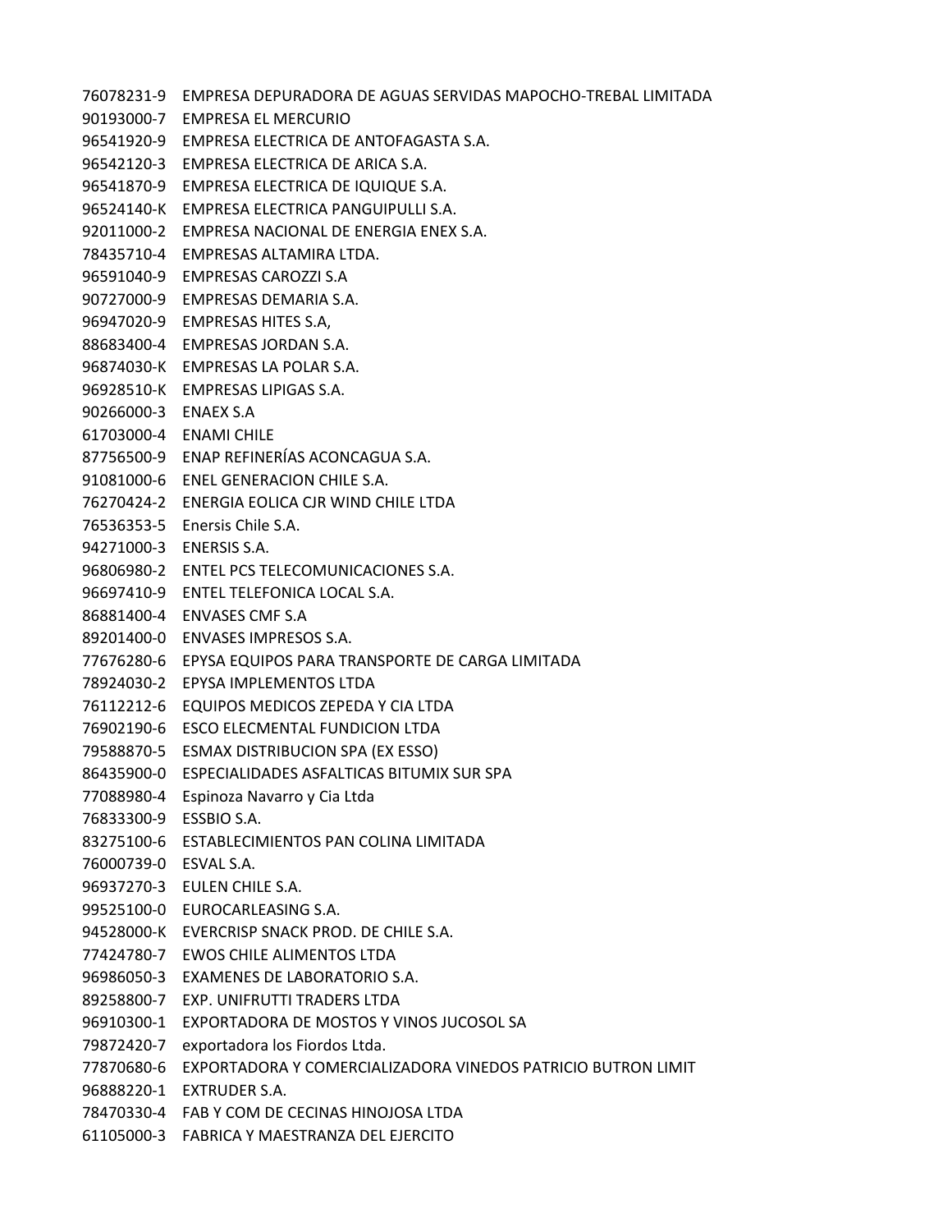| | |
|---|---|
| 76078231-9 | EMPRESA DEPURADORA DE AGUAS SERVIDAS MAPOCHO-TREBAL LIMITADA |
| 90193000-7 | EMPRESA EL MERCURIO |
| 96541920-9 | EMPRESA ELECTRICA DE ANTOFAGASTA S.A. |
| 96542120-3 | EMPRESA ELECTRICA DE ARICA S.A. |
| 96541870-9 | EMPRESA ELECTRICA DE IQUIQUE S.A. |
| 96524140-K | EMPRESA ELECTRICA PANGUIPULLI S.A. |
| 92011000-2 | EMPRESA NACIONAL DE ENERGIA ENEX S.A. |
| 78435710-4 | EMPRESAS ALTAMIRA LTDA. |
| 96591040-9 | EMPRESAS CAROZZI S.A |
| 90727000-9 | EMPRESAS DEMARIA S.A. |
| 96947020-9 | EMPRESAS HITES S.A, |
| 88683400-4 | EMPRESAS JORDAN S.A. |
| 96874030-K | EMPRESAS LA POLAR S.A. |
| 96928510-K | EMPRESAS LIPIGAS S.A. |
| 90266000-3 | ENAEX S.A |
| 61703000-4 | ENAMI CHILE |
| 87756500-9 | ENAP REFINERÍAS ACONCAGUA S.A. |
| 91081000-6 | ENEL GENERACION CHILE S.A. |
| 76270424-2 | ENERGIA EOLICA CJR WIND CHILE LTDA |
| 76536353-5 | Enersis Chile S.A. |
| 94271000-3 | ENERSIS S.A. |
| 96806980-2 | ENTEL PCS TELECOMUNICACIONES S.A. |
| 96697410-9 | ENTEL TELEFONICA LOCAL S.A. |
| 86881400-4 | ENVASES CMF S.A |
| 89201400-0 | ENVASES IMPRESOS S.A. |
| 77676280-6 | EPYSA EQUIPOS PARA TRANSPORTE DE CARGA LIMITADA |
| 78924030-2 | EPYSA IMPLEMENTOS LTDA |
| 76112212-6 | EQUIPOS MEDICOS ZEPEDA Y CIA LTDA |
| 76902190-6 | ESCO ELECMENTAL FUNDICION LTDA |
| 79588870-5 | ESMAX DISTRIBUCION SPA (EX ESSO) |
| 86435900-0 | ESPECIALIDADES ASFALTICAS BITUMIX SUR SPA |
| 77088980-4 | Espinoza Navarro y Cia Ltda |
| 76833300-9 | ESSBIO S.A. |
| 83275100-6 | ESTABLECIMIENTOS PAN COLINA LIMITADA |
| 76000739-0 | ESVAL S.A. |
| 96937270-3 | EULEN CHILE S.A. |
| 99525100-0 | EUROCARLEASING S.A. |
| 94528000-K | EVERCRISP SNACK PROD. DE CHILE S.A. |
| 77424780-7 | EWOS CHILE ALIMENTOS LTDA |
| 96986050-3 | EXAMENES DE LABORATORIO S.A. |
| 89258800-7 | EXP. UNIFRUTTI TRADERS LTDA |
| 96910300-1 | EXPORTADORA DE MOSTOS Y VINOS JUCOSOL SA |
| 79872420-7 | exportadora los Fiordos Ltda. |
| 77870680-6 | EXPORTADORA Y COMERCIALIZADORA VINEDOS PATRICIO BUTRON LIMIT |
| 96888220-1 | EXTRUDER S.A. |
| 78470330-4 | FAB Y COM DE CECINAS HINOJOSA LTDA |
| 61105000-3 | FABRICA Y MAESTRANZA DEL EJERCITO |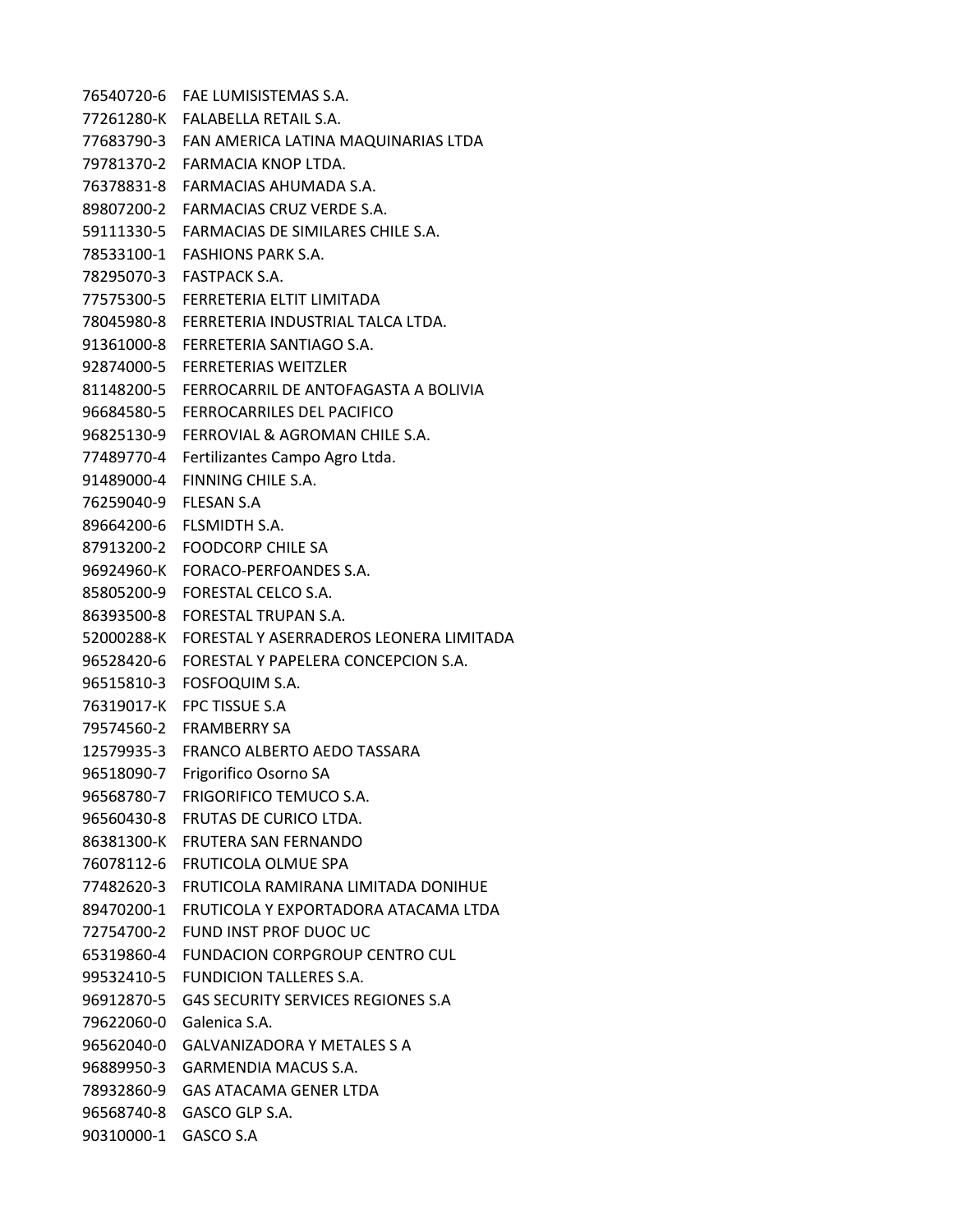| | |
|---|---|
| 76540720-6 | FAE LUMISISTEMAS S.A. |
| 77261280-K | FALABELLA RETAIL S.A. |
| 77683790-3 | FAN AMERICA LATINA MAQUINARIAS LTDA |
| 79781370-2 | FARMACIA KNOP LTDA. |
| 76378831-8 | FARMACIAS AHUMADA S.A. |
| 89807200-2 | FARMACIAS CRUZ VERDE S.A. |
| 59111330-5 | FARMACIAS DE SIMILARES CHILE S.A. |
| 78533100-1 | FASHIONS PARK S.A. |
| 78295070-3 | FASTPACK S.A. |
| 77575300-5 | FERRETERIA ELTIT LIMITADA |
| 78045980-8 | FERRETERIA INDUSTRIAL TALCA LTDA. |
| 91361000-8 | FERRETERIA SANTIAGO S.A. |
| 92874000-5 | FERRETERIAS WEITZLER |
| 81148200-5 | FERROCARRIL DE ANTOFAGASTA A BOLIVIA |
| 96684580-5 | FERROCARRILES DEL PACIFICO |
| 96825130-9 | FERROVIAL & AGROMAN CHILE S.A. |
| 77489770-4 | Fertilizantes Campo Agro Ltda. |
| 91489000-4 | FINNING CHILE S.A. |
| 76259040-9 | FLESAN S.A |
| 89664200-6 | FLSMIDTH S.A. |
| 87913200-2 | FOODCORP CHILE SA |
| 96924960-K | FORACO-PERFOANDES S.A. |
| 85805200-9 | FORESTAL CELCO S.A. |
| 86393500-8 | FORESTAL TRUPAN S.A. |
| 52000288-K | FORESTAL Y ASERRADEROS LEONERA LIMITADA |
| 96528420-6 | FORESTAL Y PAPELERA CONCEPCION S.A. |
| 96515810-3 | FOSFOQUIM S.A. |
| 76319017-K | FPC TISSUE S.A |
| 79574560-2 | FRAMBERRY SA |
| 12579935-3 | FRANCO ALBERTO AEDO TASSARA |
| 96518090-7 | Frigorifico Osorno SA |
| 96568780-7 | FRIGORIFICO TEMUCO S.A. |
| 96560430-8 | FRUTAS DE CURICO LTDA. |
| 86381300-K | FRUTERA SAN FERNANDO |
| 76078112-6 | FRUTICOLA OLMUE SPA |
| 77482620-3 | FRUTICOLA RAMIRANA LIMITADA DONIHUE |
| 89470200-1 | FRUTICOLA Y EXPORTADORA ATACAMA LTDA |
| 72754700-2 | FUND INST PROF DUOC UC |
| 65319860-4 | FUNDACION CORPGROUP CENTRO CUL |
| 99532410-5 | FUNDICION TALLERES S.A. |
| 96912870-5 | G4S SECURITY SERVICES REGIONES S.A |
| 79622060-0 | Galenica S.A. |
| 96562040-0 | GALVANIZADORA Y METALES S A |
| 96889950-3 | GARMENDIA MACUS S.A. |
| 78932860-9 | GAS ATACAMA GENER LTDA |
| 96568740-8 | GASCO GLP S.A. |
| 90310000-1 | GASCO S.A |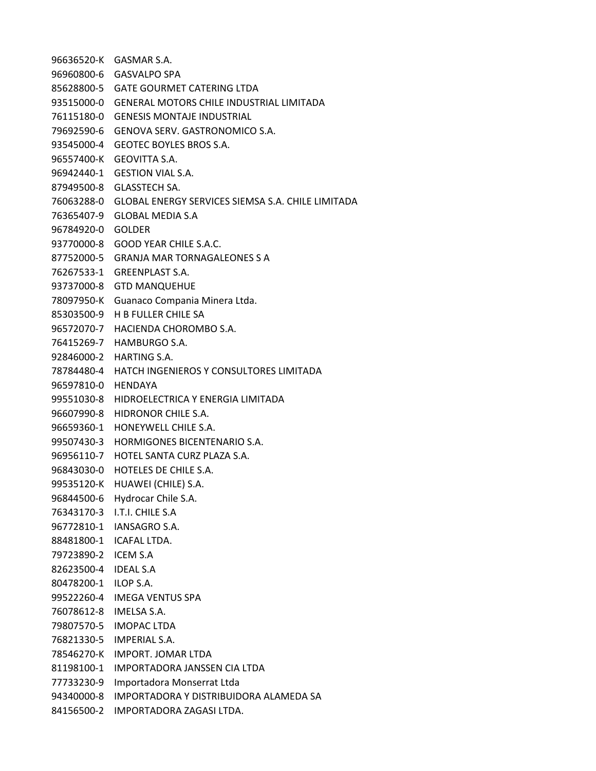| | |
|---|---|
| 96636520-K | GASMAR S.A. |
| 96960800-6 | GASVALPO SPA |
| 85628800-5 | GATE GOURMET CATERING LTDA |
| 93515000-0 | GENERAL MOTORS CHILE INDUSTRIAL LIMITADA |
| 76115180-0 | GENESIS MONTAJE INDUSTRIAL |
| 79692590-6 | GENOVA SERV. GASTRONOMICO S.A. |
| 93545000-4 | GEOTEC BOYLES BROS S.A. |
| 96557400-K | GEOVITTA S.A. |
| 96942440-1 | GESTION VIAL S.A. |
| 87949500-8 | GLASSTECH SA. |
| 76063288-0 | GLOBAL ENERGY SERVICES SIEMSA S.A. CHILE LIMITADA |
| 76365407-9 | GLOBAL MEDIA S.A |
| 96784920-0 | GOLDER |
| 93770000-8 | GOOD YEAR CHILE S.A.C. |
| 87752000-5 | GRANJA MAR TORNAGALEONES S A |
| 76267533-1 | GREENPLAST S.A. |
| 93737000-8 | GTD MANQUEHUE |
| 78097950-K | Guanaco Compania Minera Ltda. |
| 85303500-9 | H B FULLER CHILE SA |
| 96572070-7 | HACIENDA CHOROMBO S.A. |
| 76415269-7 | HAMBURGO S.A. |
| 92846000-2 | HARTING S.A. |
| 78784480-4 | HATCH INGENIEROS Y CONSULTORES LIMITADA |
| 96597810-0 | HENDAYA |
| 99551030-8 | HIDROELECTRICA Y ENERGIA LIMITADA |
| 96607990-8 | HIDRONOR CHILE S.A. |
| 96659360-1 | HONEYWELL CHILE S.A. |
| 99507430-3 | HORMIGONES BICENTENARIO S.A. |
| 96956110-7 | HOTEL SANTA CURZ PLAZA S.A. |
| 96843030-0 | HOTELES DE CHILE S.A. |
| 99535120-K | HUAWEI (CHILE) S.A. |
| 96844500-6 | Hydrocar Chile S.A. |
| 76343170-3 | I.T.I. CHILE S.A |
| 96772810-1 | IANSAGRO S.A. |
| 88481800-1 | ICAFAL LTDA. |
| 79723890-2 | ICEM S.A |
| 82623500-4 | IDEAL S.A |
| 80478200-1 | ILOP S.A. |
| 99522260-4 | IMEGA VENTUS SPA |
| 76078612-8 | IMELSA S.A. |
| 79807570-5 | IMOPAC LTDA |
| 76821330-5 | IMPERIAL S.A. |
| 78546270-K | IMPORT. JOMAR LTDA |
| 81198100-1 | IMPORTADORA JANSSEN CIA LTDA |
| 77733230-9 | Importadora Monserrat Ltda |
| 94340000-8 | IMPORTADORA Y DISTRIBUIDORA ALAMEDA SA |
| 84156500-2 | IMPORTADORA ZAGASI LTDA. |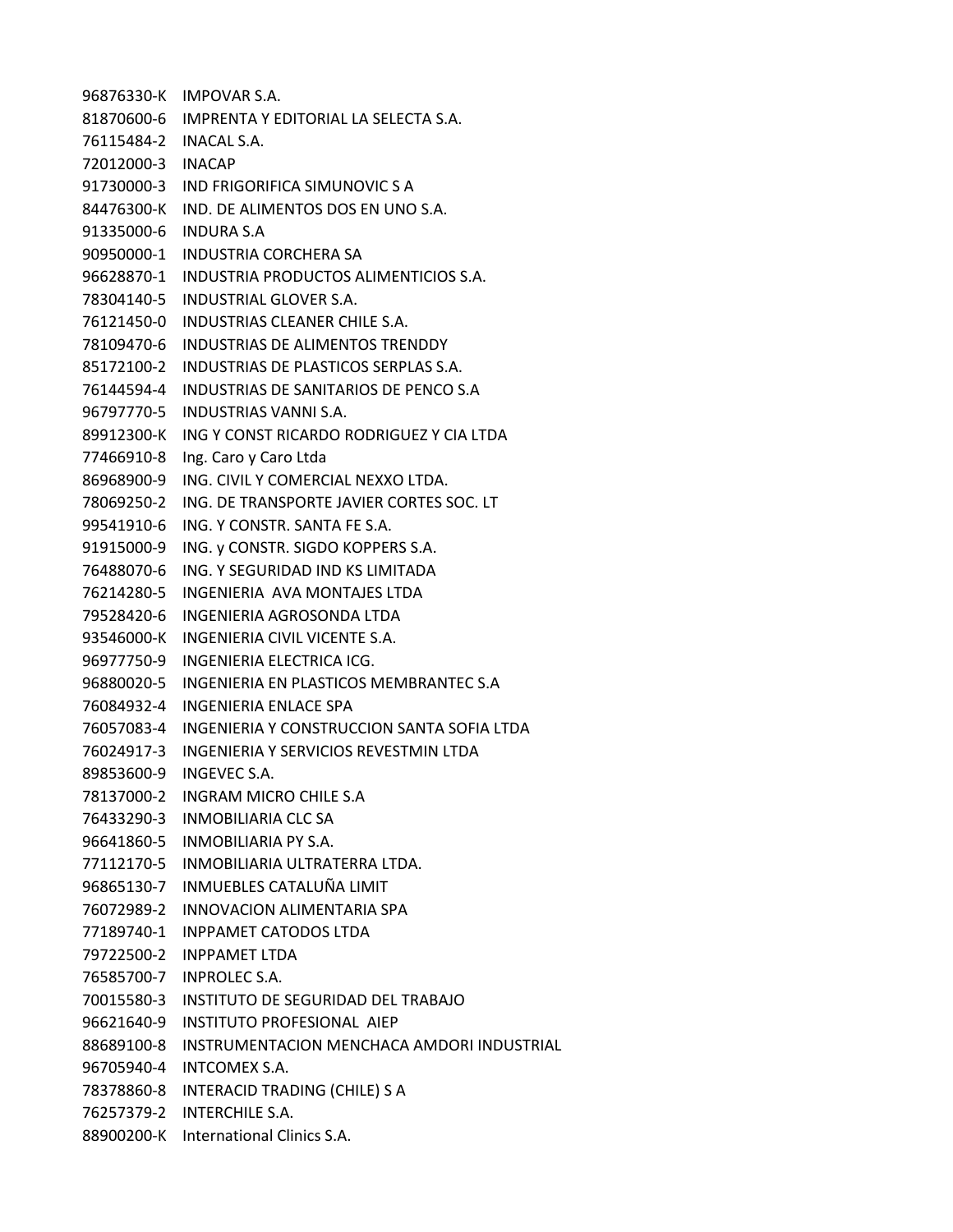| | |
|---|---|
| 96876330-K | IMPOVAR S.A. |
| 81870600-6 | IMPRENTA Y EDITORIAL LA SELECTA S.A. |
| 76115484-2 | INACAL S.A. |
| 72012000-3 | INACAP |
| 91730000-3 | IND FRIGORIFICA SIMUNOVIC S A |
| 84476300-K | IND. DE ALIMENTOS DOS EN UNO S.A. |
| 91335000-6 | INDURA S.A |
| 90950000-1 | INDUSTRIA CORCHERA SA |
| 96628870-1 | INDUSTRIA PRODUCTOS ALIMENTICIOS S.A. |
| 78304140-5 | INDUSTRIAL GLOVER S.A. |
| 76121450-0 | INDUSTRIAS CLEANER CHILE S.A. |
| 78109470-6 | INDUSTRIAS DE ALIMENTOS TRENDDY |
| 85172100-2 | INDUSTRIAS DE PLASTICOS SERPLAS S.A. |
| 76144594-4 | INDUSTRIAS DE SANITARIOS DE PENCO S.A |
| 96797770-5 | INDUSTRIAS VANNI S.A. |
| 89912300-K | ING Y CONST RICARDO RODRIGUEZ Y CIA LTDA |
| 77466910-8 | Ing. Caro y Caro Ltda |
| 86968900-9 | ING. CIVIL Y COMERCIAL NEXXO LTDA. |
| 78069250-2 | ING. DE TRANSPORTE JAVIER CORTES SOC. LT |
| 99541910-6 | ING. Y CONSTR. SANTA FE S.A. |
| 91915000-9 | ING. y CONSTR. SIGDO KOPPERS S.A. |
| 76488070-6 | ING. Y SEGURIDAD IND KS LIMITADA |
| 76214280-5 | INGENIERIA AVA MONTAJES LTDA |
| 79528420-6 | INGENIERIA AGROSONDA LTDA |
| 93546000-K | INGENIERIA CIVIL VICENTE S.A. |
| 96977750-9 | INGENIERIA ELECTRICA ICG. |
| 96880020-5 | INGENIERIA EN PLASTICOS MEMBRANTEC S.A |
| 76084932-4 | INGENIERIA ENLACE SPA |
| 76057083-4 | INGENIERIA Y CONSTRUCCION SANTA SOFIA LTDA |
| 76024917-3 | INGENIERIA Y SERVICIOS REVESTMIN LTDA |
| 89853600-9 | INGEVEC S.A. |
| 78137000-2 | INGRAM MICRO CHILE S.A |
| 76433290-3 | INMOBILIARIA CLC SA |
| 96641860-5 | INMOBILIARIA PY S.A. |
| 77112170-5 | INMOBILIARIA ULTRATERRA LTDA. |
| 96865130-7 | INMUEBLES CATALUÑA LIMIT |
| 76072989-2 | INNOVACION ALIMENTARIA SPA |
| 77189740-1 | INPPAMET CATODOS LTDA |
| 79722500-2 | INPPAMET LTDA |
| 76585700-7 | INPROLEC S.A. |
| 70015580-3 | INSTITUTO DE SEGURIDAD DEL TRABAJO |
| 96621640-9 | INSTITUTO PROFESIONAL AIEP |
| 88689100-8 | INSTRUMENTACION MENCHACA AMDORI INDUSTRIAL |
| 96705940-4 | INTCOMEX S.A. |
| 78378860-8 | INTERACID TRADING (CHILE) S A |
| 76257379-2 | INTERCHILE S.A. |
| 88900200-K | International Clinics S.A. |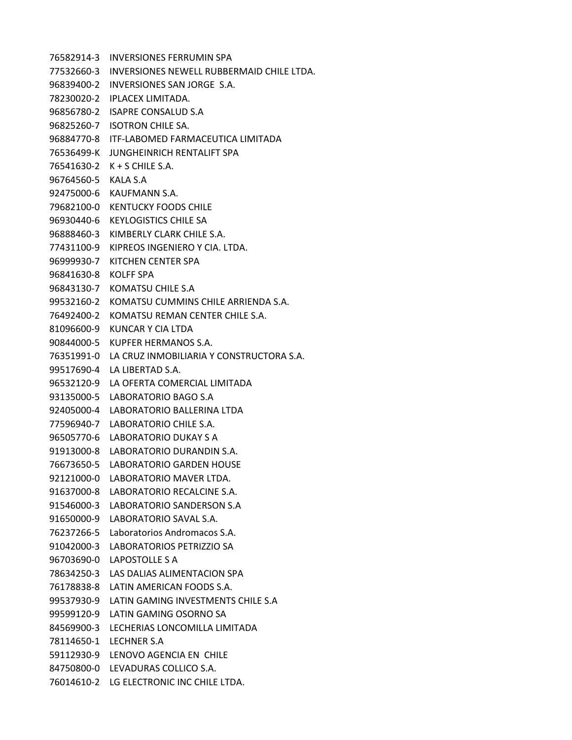| | |
|---|---|
| 76582914-3 | INVERSIONES FERRUMIN SPA |
| 77532660-3 | INVERSIONES NEWELL RUBBERMAID CHILE LTDA. |
| 96839400-2 | INVERSIONES SAN JORGE S.A. |
| 78230020-2 | IPLACEX LIMITADA. |
| 96856780-2 | ISAPRE CONSALUD S.A |
| 96825260-7 | ISOTRON CHILE SA. |
| 96884770-8 | ITF-LABOMED FARMACEUTICA LIMITADA |
| 76536499-K | JUNGHEINRICH RENTALIFT SPA |
| 76541630-2 | K + S CHILE S.A. |
| 96764560-5 | KALA S.A |
| 92475000-6 | KAUFMANN S.A. |
| 79682100-0 | KENTUCKY FOODS CHILE |
| 96930440-6 | KEYLOGISTICS CHILE SA |
| 96888460-3 | KIMBERLY CLARK CHILE S.A. |
| 77431100-9 | KIPREOS INGENIERO Y CIA. LTDA. |
| 96999930-7 | KITCHEN CENTER SPA |
| 96841630-8 | KOLFF SPA |
| 96843130-7 | KOMATSU CHILE S.A |
| 99532160-2 | KOMATSU CUMMINS CHILE ARRIENDA S.A. |
| 76492400-2 | KOMATSU REMAN CENTER CHILE S.A. |
| 81096600-9 | KUNCAR Y CIA LTDA |
| 90844000-5 | KUPFER HERMANOS S.A. |
| 76351991-0 | LA CRUZ INMOBILIARIA Y CONSTRUCTORA S.A. |
| 99517690-4 | LA LIBERTAD S.A. |
| 96532120-9 | LA OFERTA COMERCIAL LIMITADA |
| 93135000-5 | LABORATORIO BAGO S.A |
| 92405000-4 | LABORATORIO BALLERINA LTDA |
| 77596940-7 | LABORATORIO CHILE S.A. |
| 96505770-6 | LABORATORIO DUKAY S A |
| 91913000-8 | LABORATORIO DURANDIN S.A. |
| 76673650-5 | LABORATORIO GARDEN HOUSE |
| 92121000-0 | LABORATORIO MAVER LTDA. |
| 91637000-8 | LABORATORIO RECALCINE S.A. |
| 91546000-3 | LABORATORIO SANDERSON S.A |
| 91650000-9 | LABORATORIO SAVAL S.A. |
| 76237266-5 | Laboratorios Andromacos S.A. |
| 91042000-3 | LABORATORIOS PETRIZZIO SA |
| 96703690-0 | LAPOSTOLLE S A |
| 78634250-3 | LAS DALIAS ALIMENTACION SPA |
| 76178838-8 | LATIN AMERICAN FOODS S.A. |
| 99537930-9 | LATIN GAMING INVESTMENTS CHILE S.A |
| 99599120-9 | LATIN GAMING OSORNO SA |
| 84569900-3 | LECHERIAS LONCOMILLA LIMITADA |
| 78114650-1 | LECHNER S.A |
| 59112930-9 | LENOVO AGENCIA EN CHILE |
| 84750800-0 | LEVADURAS COLLICO S.A. |
| 76014610-2 | LG ELECTRONIC INC CHILE LTDA. |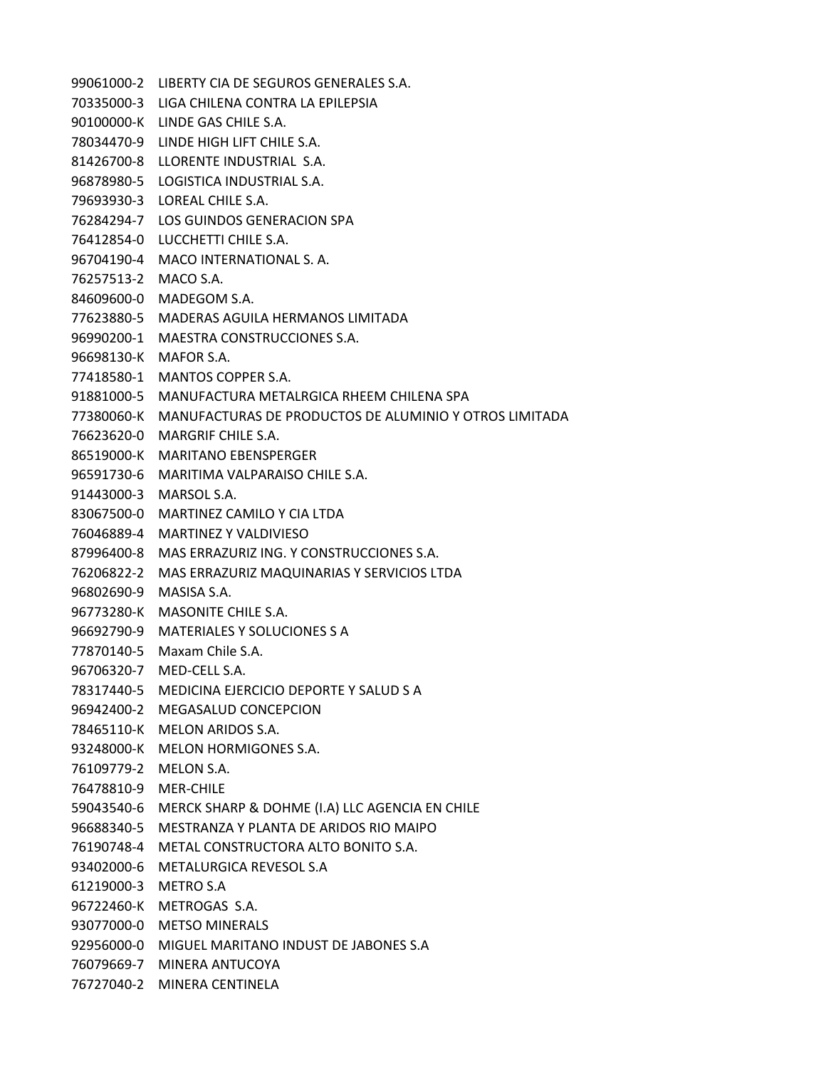| | |
|---|---|
| 99061000-2 | LIBERTY CIA DE SEGUROS GENERALES S.A. |
| 70335000-3 | LIGA CHILENA CONTRA LA EPILEPSIA |
| 90100000-K | LINDE GAS CHILE S.A. |
| 78034470-9 | LINDE HIGH LIFT CHILE S.A. |
| 81426700-8 | LLORENTE INDUSTRIAL  S.A. |
| 96878980-5 | LOGISTICA INDUSTRIAL S.A. |
| 79693930-3 | LOREAL CHILE S.A. |
| 76284294-7 | LOS GUINDOS GENERACION SPA |
| 76412854-0 | LUCCHETTI CHILE S.A. |
| 96704190-4 | MACO INTERNATIONAL S. A. |
| 76257513-2 | MACO S.A. |
| 84609600-0 | MADEGOM S.A. |
| 77623880-5 | MADERAS AGUILA HERMANOS LIMITADA |
| 96990200-1 | MAESTRA CONSTRUCCIONES S.A. |
| 96698130-K | MAFOR S.A. |
| 77418580-1 | MANTOS COPPER S.A. |
| 91881000-5 | MANUFACTURA METALRGICA RHEEM CHILENA SPA |
| 77380060-K | MANUFACTURAS DE PRODUCTOS DE ALUMINIO Y OTROS LIMITADA |
| 76623620-0 | MARGRIF CHILE S.A. |
| 86519000-K | MARITANO EBENSPERGER |
| 96591730-6 | MARITIMA VALPARAISO CHILE S.A. |
| 91443000-3 | MARSOL S.A. |
| 83067500-0 | MARTINEZ CAMILO Y CIA LTDA |
| 76046889-4 | MARTINEZ Y VALDIVIESO |
| 87996400-8 | MAS ERRAZURIZ ING. Y CONSTRUCCIONES S.A. |
| 76206822-2 | MAS ERRAZURIZ MAQUINARIAS Y SERVICIOS LTDA |
| 96802690-9 | MASISA S.A. |
| 96773280-K | MASONITE CHILE S.A. |
| 96692790-9 | MATERIALES Y SOLUCIONES S A |
| 77870140-5 | Maxam Chile S.A. |
| 96706320-7 | MED-CELL S.A. |
| 78317440-5 | MEDICINA EJERCICIO DEPORTE Y SALUD S A |
| 96942400-2 | MEGASALUD CONCEPCION |
| 78465110-K | MELON ARIDOS S.A. |
| 93248000-K | MELON HORMIGONES S.A. |
| 76109779-2 | MELON S.A. |
| 76478810-9 | MER-CHILE |
| 59043540-6 | MERCK SHARP & DOHME (I.A) LLC AGENCIA EN CHILE |
| 96688340-5 | MESTRANZA Y PLANTA DE ARIDOS RIO MAIPO |
| 76190748-4 | METAL CONSTRUCTORA ALTO BONITO S.A. |
| 93402000-6 | METALURGICA REVESOL S.A |
| 61219000-3 | METRO S.A |
| 96722460-K | METROGAS  S.A. |
| 93077000-0 | METSO MINERALS |
| 92956000-0 | MIGUEL MARITANO INDUST DE JABONES S.A |
| 76079669-7 | MINERA ANTUCOYA |
| 76727040-2 | MINERA CENTINELA |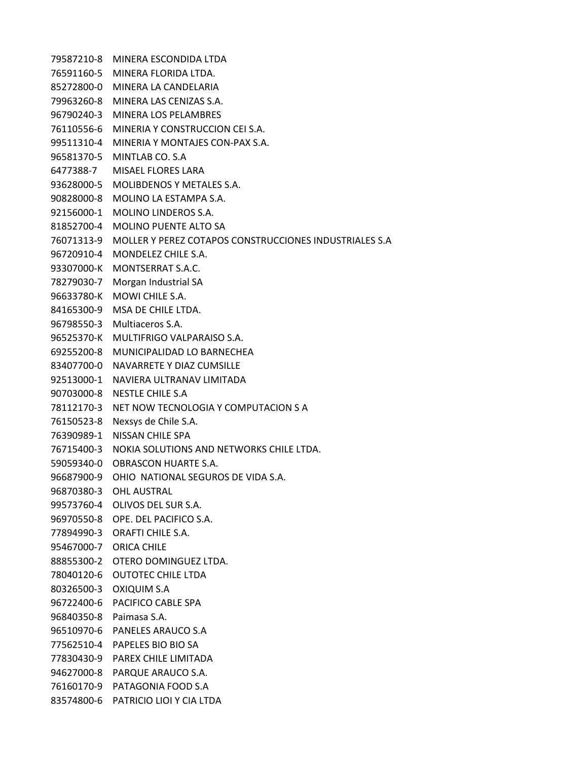| | |
|---|---|
| 79587210-8 | MINERA ESCONDIDA LTDA |
| 76591160-5 | MINERA FLORIDA LTDA. |
| 85272800-0 | MINERA LA CANDELARIA |
| 79963260-8 | MINERA LAS CENIZAS S.A. |
| 96790240-3 | MINERA LOS PELAMBRES |
| 76110556-6 | MINERIA Y CONSTRUCCION CEI S.A. |
| 99511310-4 | MINERIA Y MONTAJES CON-PAX S.A. |
| 96581370-5 | MINTLAB CO. S.A |
| 6477388-7 | MISAEL FLORES LARA |
| 93628000-5 | MOLIBDENOS Y METALES S.A. |
| 90828000-8 | MOLINO LA ESTAMPA S.A. |
| 92156000-1 | MOLINO LINDEROS S.A. |
| 81852700-4 | MOLINO PUENTE ALTO SA |
| 76071313-9 | MOLLER Y PEREZ COTAPOS CONSTRUCCIONES INDUSTRIALES S.A |
| 96720910-4 | MONDELEZ CHILE S.A. |
| 93307000-K | MONTSERRAT S.A.C. |
| 78279030-7 | Morgan Industrial SA |
| 96633780-K | MOWI CHILE S.A. |
| 84165300-9 | MSA DE CHILE LTDA. |
| 96798550-3 | Multiaceros S.A. |
| 96525370-K | MULTIFRIGO VALPARAISO S.A. |
| 69255200-8 | MUNICIPALIDAD LO BARNECHEA |
| 83407700-0 | NAVARRETE Y DIAZ CUMSILLE |
| 92513000-1 | NAVIERA ULTRANAV LIMITADA |
| 90703000-8 | NESTLE CHILE S.A |
| 78112170-3 | NET NOW TECNOLOGIA Y COMPUTACION S A |
| 76150523-8 | Nexsys de Chile S.A. |
| 76390989-1 | NISSAN CHILE SPA |
| 76715400-3 | NOKIA SOLUTIONS AND NETWORKS CHILE LTDA. |
| 59059340-0 | OBRASCON HUARTE S.A. |
| 96687900-9 | OHIO NATIONAL SEGUROS DE VIDA S.A. |
| 96870380-3 | OHL AUSTRAL |
| 99573760-4 | OLIVOS DEL SUR S.A. |
| 96970550-8 | OPE. DEL PACIFICO S.A. |
| 77894990-3 | ORAFTI CHILE S.A. |
| 95467000-7 | ORICA CHILE |
| 88855300-2 | OTERO DOMINGUEZ LTDA. |
| 78040120-6 | OUTOTEC CHILE LTDA |
| 80326500-3 | OXIQUIM S.A |
| 96722400-6 | PACIFICO CABLE SPA |
| 96840350-8 | Paimasa S.A. |
| 96510970-6 | PANELES ARAUCO S.A |
| 77562510-4 | PAPELES BIO BIO SA |
| 77830430-9 | PAREX CHILE LIMITADA |
| 94627000-8 | PARQUE ARAUCO S.A. |
| 76160170-9 | PATAGONIA FOOD S.A |
| 83574800-6 | PATRICIO LIOI Y CIA LTDA |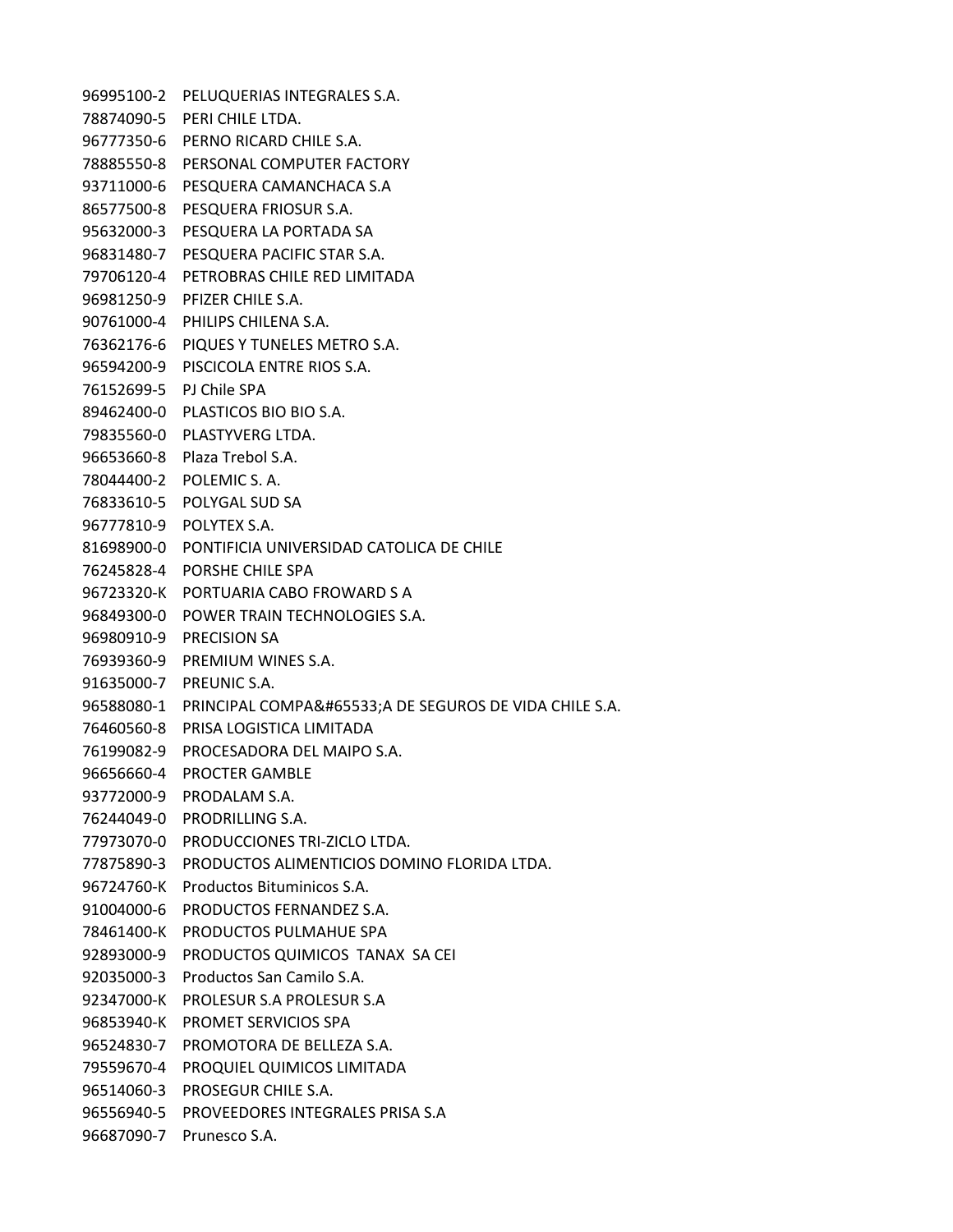| | |
|---|---|
| 96995100-2 | PELUQUERIAS INTEGRALES S.A. |
| 78874090-5 | PERI CHILE LTDA. |
| 96777350-6 | PERNO RICARD CHILE S.A. |
| 78885550-8 | PERSONAL COMPUTER FACTORY |
| 93711000-6 | PESQUERA CAMANCHACA S.A |
| 86577500-8 | PESQUERA FRIOSUR S.A. |
| 95632000-3 | PESQUERA LA PORTADA SA |
| 96831480-7 | PESQUERA PACIFIC STAR S.A. |
| 79706120-4 | PETROBRAS CHILE RED LIMITADA |
| 96981250-9 | PFIZER CHILE S.A. |
| 90761000-4 | PHILIPS CHILENA S.A. |
| 76362176-6 | PIQUES Y TUNELES METRO S.A. |
| 96594200-9 | PISCICOLA ENTRE RIOS S.A. |
| 76152699-5 | PJ Chile SPA |
| 89462400-0 | PLASTICOS BIO BIO S.A. |
| 79835560-0 | PLASTYVERG LTDA. |
| 96653660-8 | Plaza Trebol S.A. |
| 78044400-2 | POLEMIC S. A. |
| 76833610-5 | POLYGAL SUD SA |
| 96777810-9 | POLYTEX S.A. |
| 81698900-0 | PONTIFICIA UNIVERSIDAD CATOLICA DE CHILE |
| 76245828-4 | PORSHE CHILE SPA |
| 96723320-K | PORTUARIA CABO FROWARD S A |
| 96849300-0 | POWER TRAIN TECHNOLOGIES S.A. |
| 96980910-9 | PRECISION SA |
| 76939360-9 | PREMIUM WINES S.A. |
| 91635000-7 | PREUNIC S.A. |
| 96588080-1 | PRINCIPAL COMPA&#65533;A DE SEGUROS DE VIDA CHILE S.A. |
| 76460560-8 | PRISA LOGISTICA LIMITADA |
| 76199082-9 | PROCESADORA DEL MAIPO S.A. |
| 96656660-4 | PROCTER GAMBLE |
| 93772000-9 | PRODALAM S.A. |
| 76244049-0 | PRODRILLING S.A. |
| 77973070-0 | PRODUCCIONES TRI-ZICLO LTDA. |
| 77875890-3 | PRODUCTOS ALIMENTICIOS DOMINO FLORIDA LTDA. |
| 96724760-K | Productos Bituminicos S.A. |
| 91004000-6 | PRODUCTOS FERNANDEZ S.A. |
| 78461400-K | PRODUCTOS PULMAHUE SPA |
| 92893000-9 | PRODUCTOS QUIMICOS TANAX SA CEI |
| 92035000-3 | Productos San Camilo S.A. |
| 92347000-K | PROLESUR S.A PROLESUR S.A |
| 96853940-K | PROMET SERVICIOS SPA |
| 96524830-7 | PROMOTORA DE BELLEZA S.A. |
| 79559670-4 | PROQUIEL QUIMICOS LIMITADA |
| 96514060-3 | PROSEGUR CHILE S.A. |
| 96556940-5 | PROVEEDORES INTEGRALES PRISA S.A |
| 96687090-7 | Prunesco S.A. |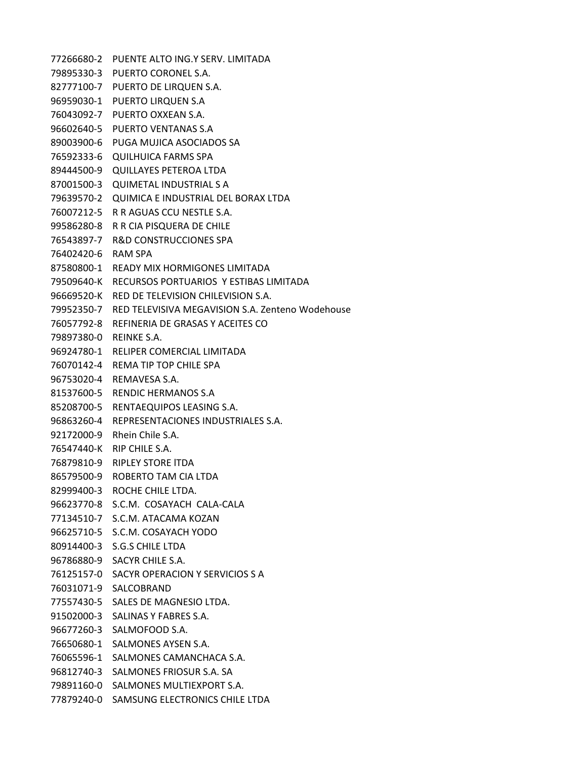| | |
|---|---|
| 77266680-2 | PUENTE ALTO ING.Y SERV. LIMITADA |
| 79895330-3 | PUERTO CORONEL S.A. |
| 82777100-7 | PUERTO DE LIRQUEN S.A. |
| 96959030-1 | PUERTO LIRQUEN S.A |
| 76043092-7 | PUERTO OXXEAN S.A. |
| 96602640-5 | PUERTO VENTANAS S.A |
| 89003900-6 | PUGA MUJICA ASOCIADOS SA |
| 76592333-6 | QUILHUICA FARMS SPA |
| 89444500-9 | QUILLAYES PETEROA LTDA |
| 87001500-3 | QUIMETAL INDUSTRIAL S A |
| 79639570-2 | QUIMICA E INDUSTRIAL DEL BORAX LTDA |
| 76007212-5 | R R AGUAS CCU NESTLE S.A. |
| 99586280-8 | R R CIA PISQUERA DE CHILE |
| 76543897-7 | R&D CONSTRUCCIONES SPA |
| 76402420-6 | RAM SPA |
| 87580800-1 | READY MIX HORMIGONES LIMITADA |
| 79509640-K | RECURSOS PORTUARIOS Y ESTIBAS LIMITADA |
| 96669520-K | RED DE TELEVISION CHILEVISION S.A. |
| 79952350-7 | RED TELEVISIVA MEGAVISION S.A. Zenteno Wodehouse |
| 76057792-8 | REFINERIA DE GRASAS Y ACEITES CO |
| 79897380-0 | REINKE S.A. |
| 96924780-1 | RELIPER COMERCIAL LIMITADA |
| 76070142-4 | REMA TIP TOP CHILE SPA |
| 96753020-4 | REMAVESA S.A. |
| 81537600-5 | RENDIC HERMANOS S.A |
| 85208700-5 | RENTAEQUIPOS LEASING S.A. |
| 96863260-4 | REPRESENTACIONES INDUSTRIALES S.A. |
| 92172000-9 | Rhein Chile S.A. |
| 76547440-K | RIP CHILE S.A. |
| 76879810-9 | RIPLEY STORE lTDA |
| 86579500-9 | ROBERTO TAM CIA LTDA |
| 82999400-3 | ROCHE CHILE LTDA. |
| 96623770-8 | S.C.M. COSAYACH CALA-CALA |
| 77134510-7 | S.C.M. ATACAMA KOZAN |
| 96625710-5 | S.C.M. COSAYACH YODO |
| 80914400-3 | S.G.S CHILE LTDA |
| 96786880-9 | SACYR CHILE S.A. |
| 76125157-0 | SACYR OPERACION Y SERVICIOS S A |
| 76031071-9 | SALCOBRAND |
| 77557430-5 | SALES DE MAGNESIO LTDA. |
| 91502000-3 | SALINAS Y FABRES S.A. |
| 96677260-3 | SALMOFOOD S.A. |
| 76650680-1 | SALMONES AYSEN S.A. |
| 76065596-1 | SALMONES CAMANCHACA S.A. |
| 96812740-3 | SALMONES FRIOSUR S.A. SA |
| 79891160-0 | SALMONES MULTIEXPORT S.A. |
| 77879240-0 | SAMSUNG ELECTRONICS CHILE LTDA |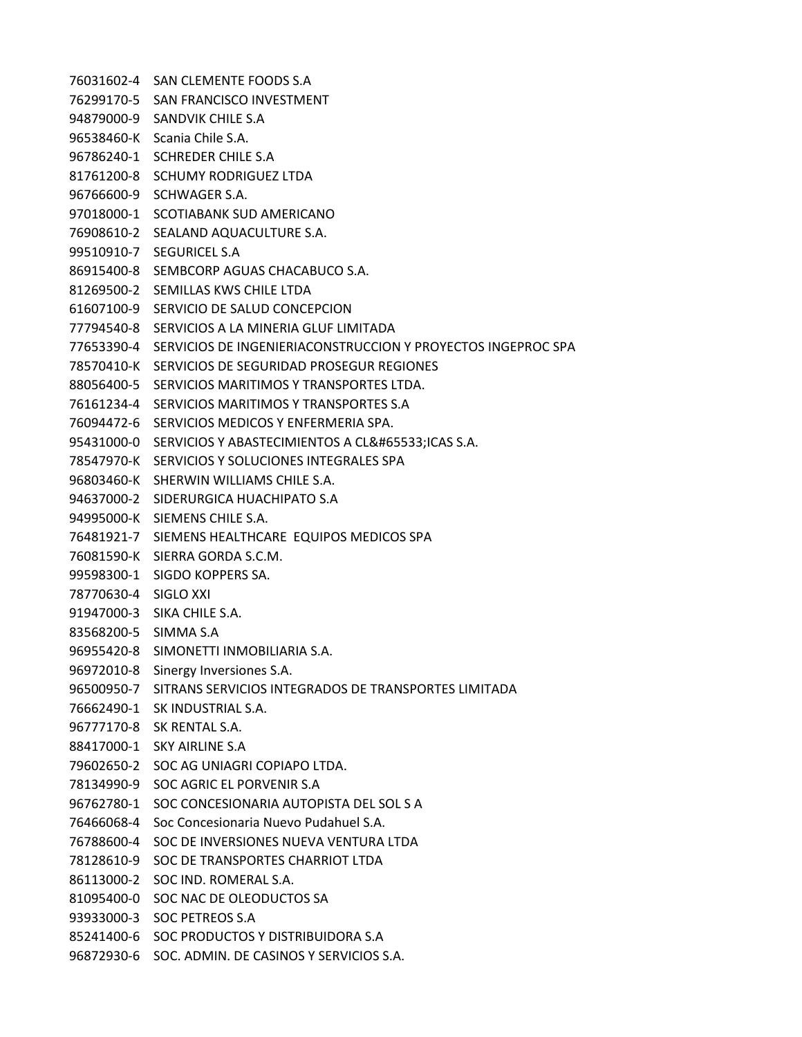| | |
|---|---|
| 76031602-4 | SAN CLEMENTE FOODS S.A |
| 76299170-5 | SAN FRANCISCO INVESTMENT |
| 94879000-9 | SANDVIK CHILE S.A |
| 96538460-K | Scania Chile S.A. |
| 96786240-1 | SCHREDER CHILE S.A |
| 81761200-8 | SCHUMY RODRIGUEZ LTDA |
| 96766600-9 | SCHWAGER S.A. |
| 97018000-1 | SCOTIABANK SUD AMERICANO |
| 76908610-2 | SEALAND AQUACULTURE S.A. |
| 99510910-7 | SEGURICEL S.A |
| 86915400-8 | SEMBCORP AGUAS CHACABUCO S.A. |
| 81269500-2 | SEMILLAS KWS CHILE LTDA |
| 61607100-9 | SERVICIO DE SALUD CONCEPCION |
| 77794540-8 | SERVICIOS A LA MINERIA GLUF LIMITADA |
| 77653390-4 | SERVICIOS DE INGENIERIACONSTRUCCION Y PROYECTOS INGEPROC SPA |
| 78570410-K | SERVICIOS DE SEGURIDAD PROSEGUR REGIONES |
| 88056400-5 | SERVICIOS MARITIMOS Y TRANSPORTES LTDA. |
| 76161234-4 | SERVICIOS MARITIMOS Y TRANSPORTES S.A |
| 76094472-6 | SERVICIOS MEDICOS Y ENFERMERIA SPA. |
| 95431000-0 | SERVICIOS Y ABASTECIMIENTOS A CL&#65533;ICAS S.A. |
| 78547970-K | SERVICIOS Y SOLUCIONES INTEGRALES SPA |
| 96803460-K | SHERWIN WILLIAMS CHILE S.A. |
| 94637000-2 | SIDERURGICA HUACHIPATO S.A |
| 94995000-K | SIEMENS CHILE S.A. |
| 76481921-7 | SIEMENS HEALTHCARE EQUIPOS MEDICOS SPA |
| 76081590-K | SIERRA GORDA S.C.M. |
| 99598300-1 | SIGDO KOPPERS SA. |
| 78770630-4 | SIGLO XXI |
| 91947000-3 | SIKA CHILE S.A. |
| 83568200-5 | SIMMA S.A |
| 96955420-8 | SIMONETTI INMOBILIARIA S.A. |
| 96972010-8 | Sinergy Inversiones S.A. |
| 96500950-7 | SITRANS SERVICIOS INTEGRADOS DE TRANSPORTES LIMITADA |
| 76662490-1 | SK INDUSTRIAL S.A. |
| 96777170-8 | SK RENTAL S.A. |
| 88417000-1 | SKY AIRLINE S.A |
| 79602650-2 | SOC AG UNIAGRI COPIAPO LTDA. |
| 78134990-9 | SOC AGRIC EL PORVENIR S.A |
| 96762780-1 | SOC CONCESIONARIA AUTOPISTA DEL SOL S A |
| 76466068-4 | Soc Concesionaria Nuevo Pudahuel S.A. |
| 76788600-4 | SOC DE INVERSIONES NUEVA VENTURA LTDA |
| 78128610-9 | SOC DE TRANSPORTES CHARRIOT LTDA |
| 86113000-2 | SOC IND. ROMERAL S.A. |
| 81095400-0 | SOC NAC DE OLEODUCTOS SA |
| 93933000-3 | SOC PETREOS S.A |
| 85241400-6 | SOC PRODUCTOS Y DISTRIBUIDORA S.A |
| 96872930-6 | SOC. ADMIN. DE CASINOS Y SERVICIOS S.A. |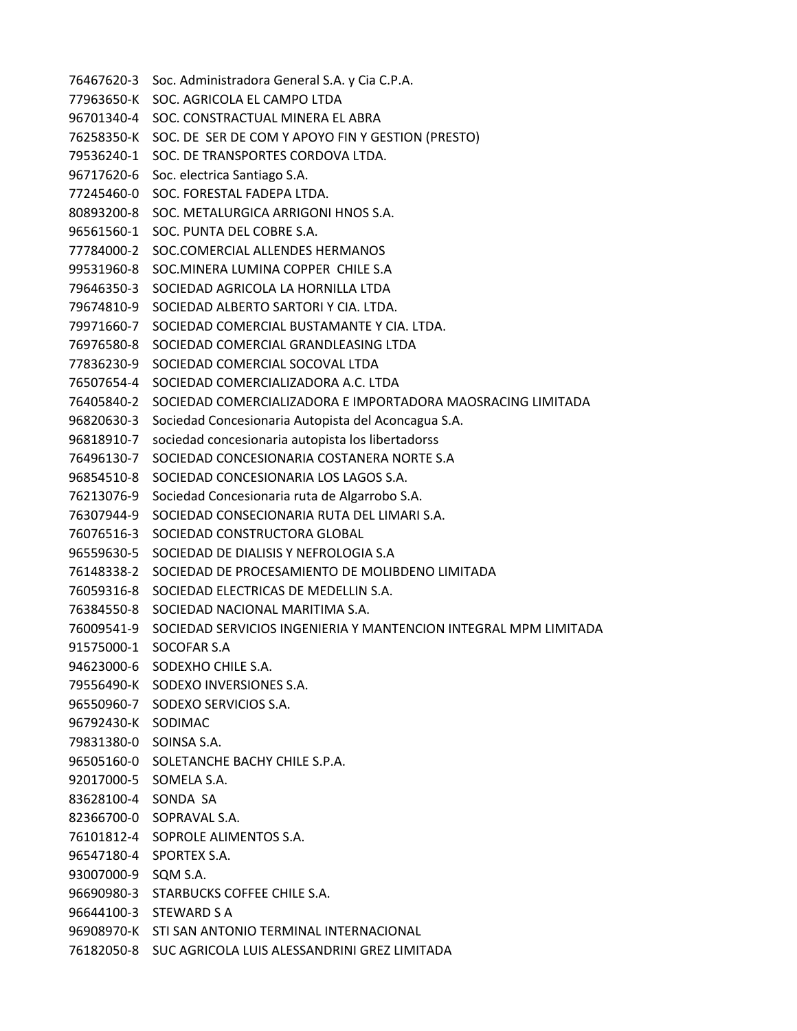| | |
|---|---|
| 76467620-3 | Soc. Administradora General S.A. y Cia C.P.A. |
| 77963650-K | SOC. AGRICOLA EL CAMPO LTDA |
| 96701340-4 | SOC. CONSTRACTUAL MINERA EL ABRA |
| 76258350-K | SOC. DE SER DE COM Y APOYO FIN Y GESTION (PRESTO) |
| 79536240-1 | SOC. DE TRANSPORTES CORDOVA LTDA. |
| 96717620-6 | Soc. electrica Santiago S.A. |
| 77245460-0 | SOC. FORESTAL FADEPA LTDA. |
| 80893200-8 | SOC. METALURGICA ARRIGONI HNOS S.A. |
| 96561560-1 | SOC. PUNTA DEL COBRE S.A. |
| 77784000-2 | SOC.COMERCIAL ALLENDES HERMANOS |
| 99531960-8 | SOC.MINERA LUMINA COPPER CHILE S.A |
| 79646350-3 | SOCIEDAD AGRICOLA LA HORNILLA LTDA |
| 79674810-9 | SOCIEDAD ALBERTO SARTORI Y CIA. LTDA. |
| 79971660-7 | SOCIEDAD COMERCIAL BUSTAMANTE Y CIA. LTDA. |
| 76976580-8 | SOCIEDAD COMERCIAL GRANDLEASING LTDA |
| 77836230-9 | SOCIEDAD COMERCIAL SOCOVAL LTDA |
| 76507654-4 | SOCIEDAD COMERCIALIZADORA A.C. LTDA |
| 76405840-2 | SOCIEDAD COMERCIALIZADORA E IMPORTADORA MAOSRACING LIMITADA |
| 96820630-3 | Sociedad Concesionaria Autopista del Aconcagua S.A. |
| 96818910-7 | sociedad concesionaria autopista los libertadorss |
| 76496130-7 | SOCIEDAD CONCESIONARIA COSTANERA NORTE S.A |
| 96854510-8 | SOCIEDAD CONCESIONARIA LOS LAGOS S.A. |
| 76213076-9 | Sociedad Concesionaria ruta de Algarrobo S.A. |
| 76307944-9 | SOCIEDAD CONSECIONARIA RUTA DEL LIMARI S.A. |
| 76076516-3 | SOCIEDAD CONSTRUCTORA GLOBAL |
| 96559630-5 | SOCIEDAD DE DIALISIS Y NEFROLOGIA S.A |
| 76148338-2 | SOCIEDAD DE PROCESAMIENTO DE MOLIBDENO LIMITADA |
| 76059316-8 | SOCIEDAD ELECTRICAS DE MEDELLIN S.A. |
| 76384550-8 | SOCIEDAD NACIONAL MARITIMA S.A. |
| 76009541-9 | SOCIEDAD SERVICIOS INGENIERIA Y MANTENCION INTEGRAL MPM LIMITADA |
| 91575000-1 | SOCOFAR S.A |
| 94623000-6 | SODEXHO CHILE S.A. |
| 79556490-K | SODEXO INVERSIONES S.A. |
| 96550960-7 | SODEXO SERVICIOS S.A. |
| 96792430-K | SODIMAC |
| 79831380-0 | SOINSA S.A. |
| 96505160-0 | SOLETANCHE BACHY CHILE S.P.A. |
| 92017000-5 | SOMELA S.A. |
| 83628100-4 | SONDA SA |
| 82366700-0 | SOPRAVAL S.A. |
| 76101812-4 | SOPROLE ALIMENTOS S.A. |
| 96547180-4 | SPORTEX S.A. |
| 93007000-9 | SQM S.A. |
| 96690980-3 | STARBUCKS COFFEE CHILE S.A. |
| 96644100-3 | STEWARD S A |
| 96908970-K | STI SAN ANTONIO TERMINAL INTERNACIONAL |
| 76182050-8 | SUC AGRICOLA LUIS ALESSANDRINI GREZ LIMITADA |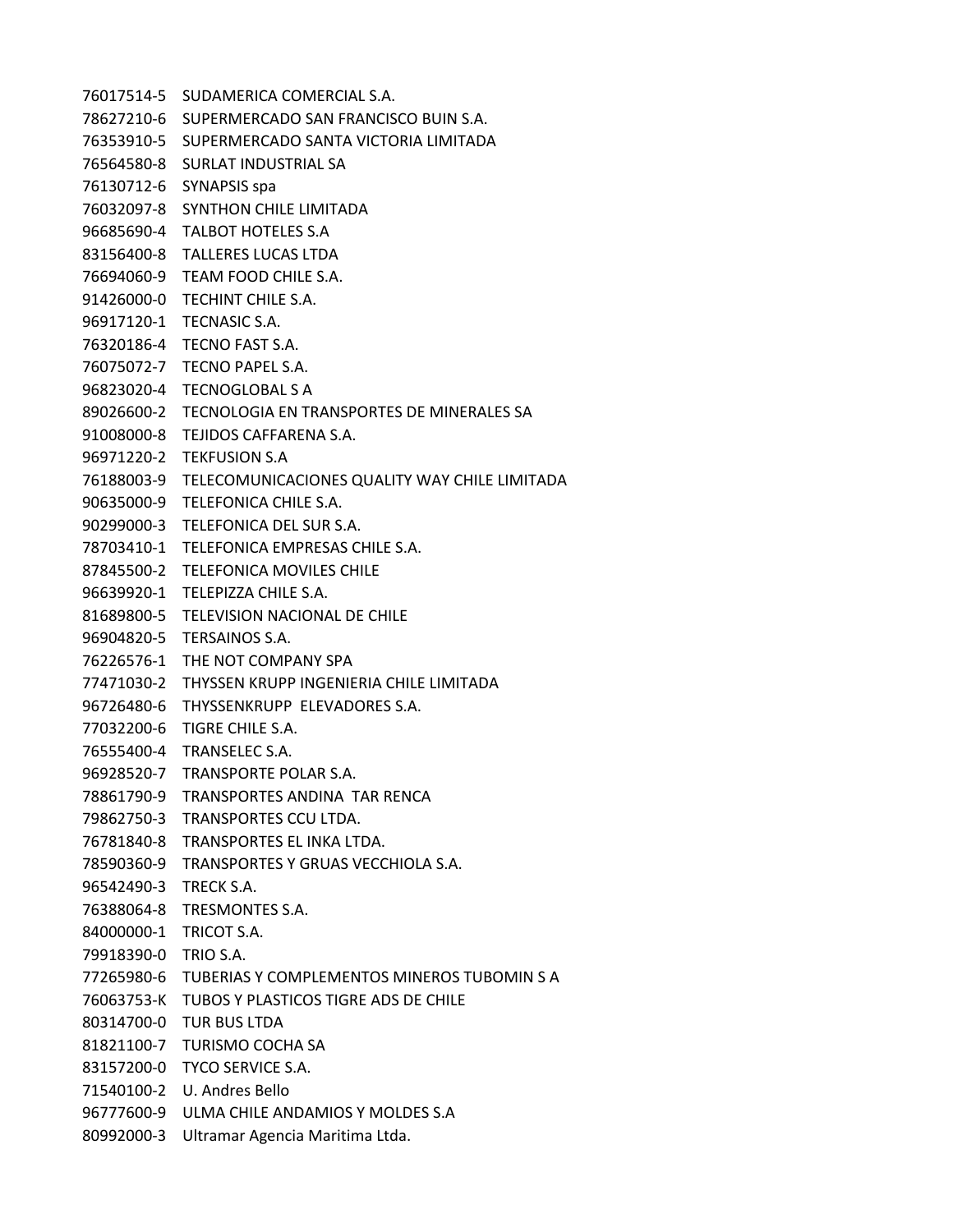| | |
|---|---|
| 76017514-5 | SUDAMERICA COMERCIAL S.A. |
| 78627210-6 | SUPERMERCADO SAN FRANCISCO BUIN S.A. |
| 76353910-5 | SUPERMERCADO SANTA VICTORIA LIMITADA |
| 76564580-8 | SURLAT INDUSTRIAL SA |
| 76130712-6 | SYNAPSIS spa |
| 76032097-8 | SYNTHON CHILE LIMITADA |
| 96685690-4 | TALBOT HOTELES S.A |
| 83156400-8 | TALLERES LUCAS LTDA |
| 76694060-9 | TEAM FOOD CHILE S.A. |
| 91426000-0 | TECHINT CHILE S.A. |
| 96917120-1 | TECNASIC S.A. |
| 76320186-4 | TECNO FAST S.A. |
| 76075072-7 | TECNO PAPEL S.A. |
| 96823020-4 | TECNOGLOBAL S A |
| 89026600-2 | TECNOLOGIA EN TRANSPORTES DE MINERALES SA |
| 91008000-8 | TEJIDOS CAFFARENA S.A. |
| 96971220-2 | TEKFUSION S.A |
| 76188003-9 | TELECOMUNICACIONES QUALITY WAY CHILE LIMITADA |
| 90635000-9 | TELEFONICA CHILE S.A. |
| 90299000-3 | TELEFONICA DEL SUR S.A. |
| 78703410-1 | TELEFONICA EMPRESAS CHILE S.A. |
| 87845500-2 | TELEFONICA MOVILES CHILE |
| 96639920-1 | TELEPIZZA CHILE S.A. |
| 81689800-5 | TELEVISION NACIONAL DE CHILE |
| 96904820-5 | TERSAINOS S.A. |
| 76226576-1 | THE NOT COMPANY SPA |
| 77471030-2 | THYSSEN KRUPP INGENIERIA CHILE LIMITADA |
| 96726480-6 | THYSSENKRUPP ELEVADORES S.A. |
| 77032200-6 | TIGRE CHILE S.A. |
| 76555400-4 | TRANSELEC S.A. |
| 96928520-7 | TRANSPORTE POLAR S.A. |
| 78861790-9 | TRANSPORTES ANDINA TAR RENCA |
| 79862750-3 | TRANSPORTES CCU LTDA. |
| 76781840-8 | TRANSPORTES EL INKA LTDA. |
| 78590360-9 | TRANSPORTES Y GRUAS VECCHIOLA S.A. |
| 96542490-3 | TRECK S.A. |
| 76388064-8 | TRESMONTES S.A. |
| 84000000-1 | TRICOT S.A. |
| 79918390-0 | TRIO S.A. |
| 77265980-6 | TUBERIAS Y COMPLEMENTOS MINEROS TUBOMIN S A |
| 76063753-K | TUBOS Y PLASTICOS TIGRE ADS DE CHILE |
| 80314700-0 | TUR BUS LTDA |
| 81821100-7 | TURISMO COCHA SA |
| 83157200-0 | TYCO SERVICE S.A. |
| 71540100-2 | U. Andres Bello |
| 96777600-9 | ULMA CHILE ANDAMIOS Y MOLDES S.A |
| 80992000-3 | Ultramar Agencia Maritima Ltda. |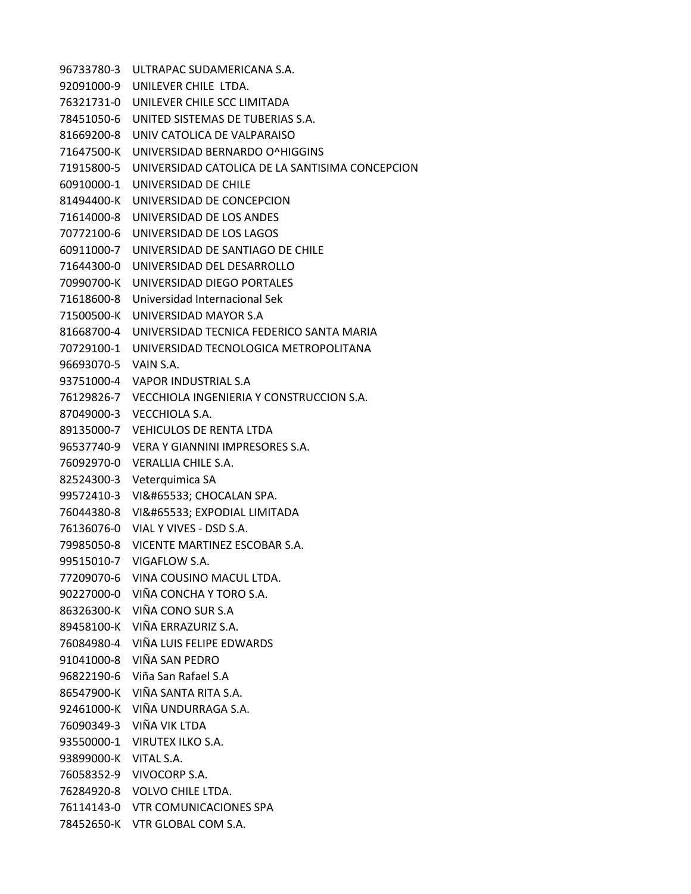| | |
|---|---|
| 96733780-3 | ULTRAPAC SUDAMERICANA S.A. |
| 92091000-9 | UNILEVER CHILE  LTDA. |
| 76321731-0 | UNILEVER CHILE SCC LIMITADA |
| 78451050-6 | UNITED SISTEMAS DE TUBERIAS S.A. |
| 81669200-8 | UNIV CATOLICA DE VALPARAISO |
| 71647500-K | UNIVERSIDAD BERNARDO O^HIGGINS |
| 71915800-5 | UNIVERSIDAD CATOLICA DE LA SANTISIMA CONCEPCION |
| 60910000-1 | UNIVERSIDAD DE CHILE |
| 81494400-K | UNIVERSIDAD DE CONCEPCION |
| 71614000-8 | UNIVERSIDAD DE LOS ANDES |
| 70772100-6 | UNIVERSIDAD DE LOS LAGOS |
| 60911000-7 | UNIVERSIDAD DE SANTIAGO DE CHILE |
| 71644300-0 | UNIVERSIDAD DEL DESARROLLO |
| 70990700-K | UNIVERSIDAD DIEGO PORTALES |
| 71618600-8 | Universidad Internacional Sek |
| 71500500-K | UNIVERSIDAD MAYOR S.A |
| 81668700-4 | UNIVERSIDAD TECNICA FEDERICO SANTA MARIA |
| 70729100-1 | UNIVERSIDAD TECNOLOGICA METROPOLITANA |
| 96693070-5 | VAIN S.A. |
| 93751000-4 | VAPOR INDUSTRIAL S.A |
| 76129826-7 | VECCHIOLA INGENIERIA Y CONSTRUCCION S.A. |
| 87049000-3 | VECCHIOLA S.A. |
| 89135000-7 | VEHICULOS DE RENTA LTDA |
| 96537740-9 | VERA Y GIANNINI IMPRESORES S.A. |
| 76092970-0 | VERALLIA CHILE S.A. |
| 82524300-3 | Veterquimica SA |
| 99572410-3 | VI&#65533; CHOCALAN SPA. |
| 76044380-8 | VI&#65533; EXPODIAL LIMITADA |
| 76136076-0 | VIAL Y VIVES - DSD S.A. |
| 79985050-8 | VICENTE MARTINEZ ESCOBAR S.A. |
| 99515010-7 | VIGAFLOW S.A. |
| 77209070-6 | VINA COUSINO MACUL LTDA. |
| 90227000-0 | VIÑA CONCHA Y TORO S.A. |
| 86326300-K | VIÑA CONO SUR S.A |
| 89458100-K | VIÑA ERRAZURIZ S.A. |
| 76084980-4 | VIÑA LUIS FELIPE EDWARDS |
| 91041000-8 | VIÑA SAN PEDRO |
| 96822190-6 | Viña San Rafael S.A |
| 86547900-K | VIÑA SANTA RITA S.A. |
| 92461000-K | VIÑA UNDURRAGA S.A. |
| 76090349-3 | VIÑA VIK LTDA |
| 93550000-1 | VIRUTEX ILKO S.A. |
| 93899000-K | VITAL S.A. |
| 76058352-9 | VIVOCORP S.A. |
| 76284920-8 | VOLVO CHILE LTDA. |
| 76114143-0 | VTR COMUNICACIONES SPA |
| 78452650-K | VTR GLOBAL COM S.A. |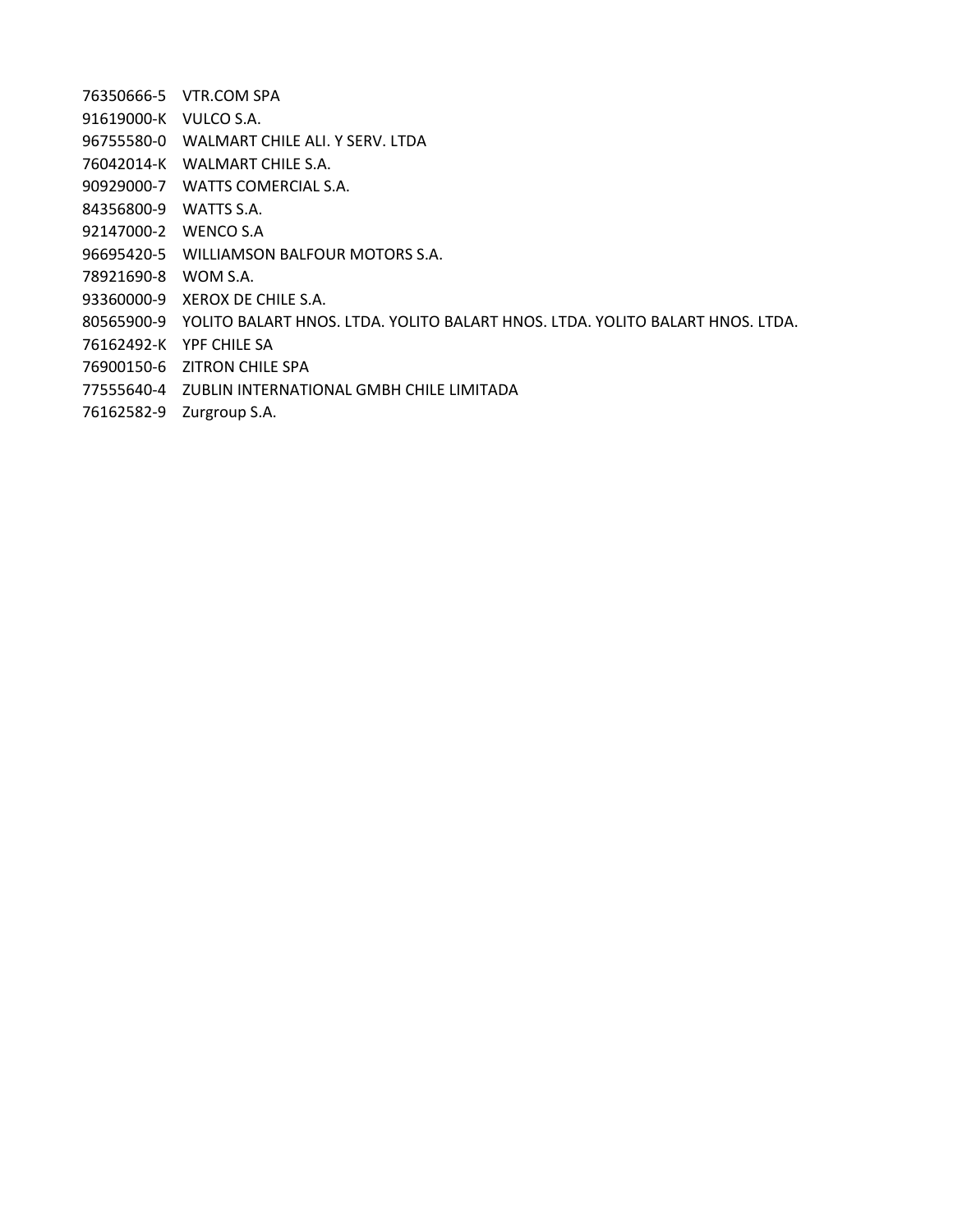| | |
|---|---|
| 76350666-5 | VTR.COM SPA |
| 91619000-K | VULCO S.A. |
| 96755580-0 | WALMART CHILE ALI. Y SERV. LTDA |
| 76042014-K | WALMART CHILE S.A. |
| 90929000-7 | WATTS COMERCIAL S.A. |
| 84356800-9 | WATTS S.A. |
| 92147000-2 | WENCO S.A |
| 96695420-5 | WILLIAMSON BALFOUR MOTORS S.A. |
| 78921690-8 | WOM S.A. |
| 93360000-9 | XEROX DE CHILE S.A. |
| 80565900-9 | YOLITO BALART HNOS. LTDA. YOLITO BALART HNOS. LTDA. YOLITO BALART HNOS. LTDA. |
| 76162492-K | YPF CHILE SA |
| 76900150-6 | ZITRON CHILE SPA |
| 77555640-4 | ZUBLIN INTERNATIONAL GMBH CHILE LIMITADA |
| 76162582-9 | Zurgroup S.A. |